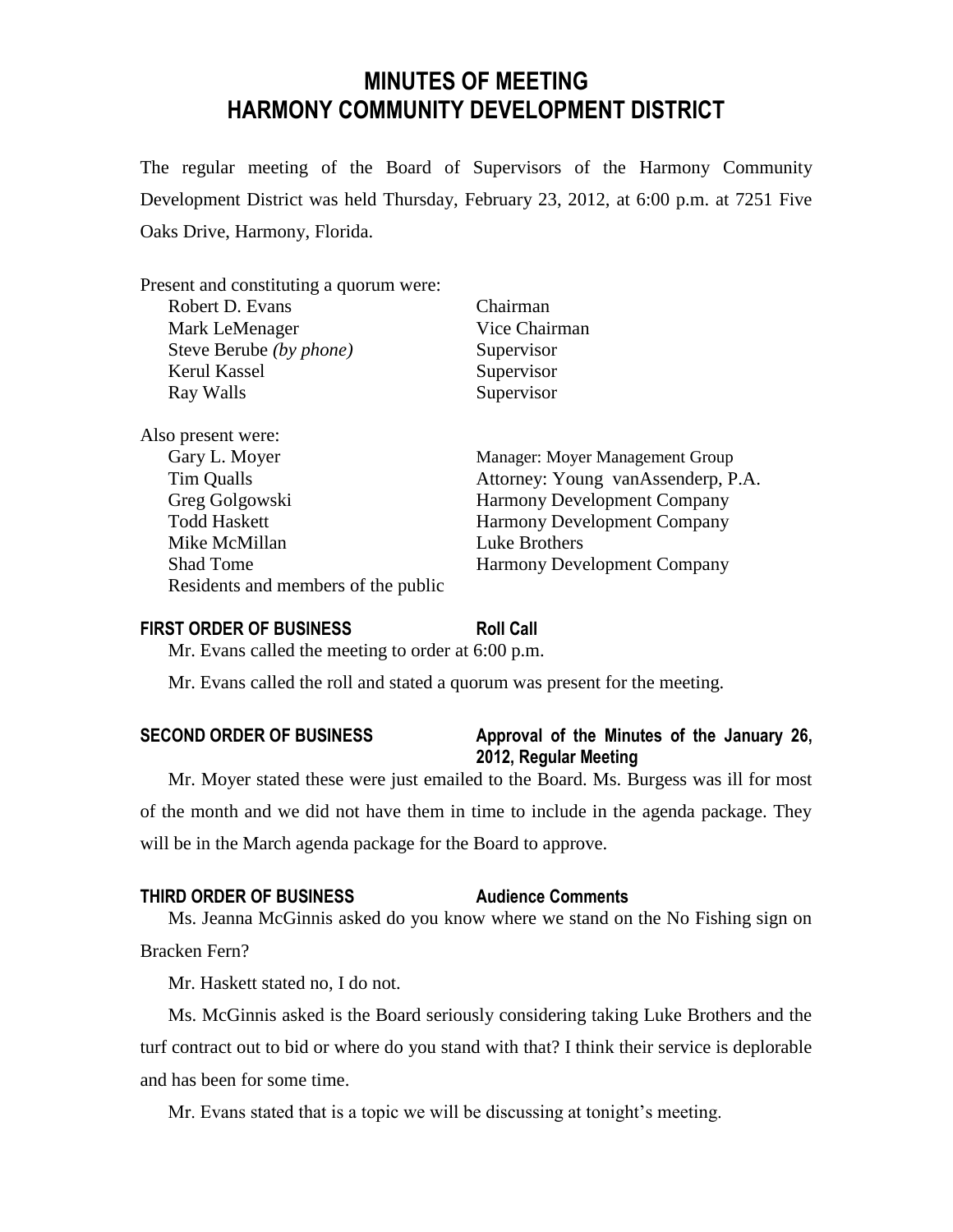# MINUTES OF MEETING
# HARMONY COMMUNITY DEVELOPMENT DISTRICT

The regular meeting of the Board of Supervisors of the Harmony Community Development District was held Thursday, February 23, 2012, at 6:00 p.m. at 7251 Five Oaks Drive, Harmony, Florida.

Present and constituting a quorum were:

| | |
|---|---|
| Robert D. Evans | Chairman |
| Mark LeMenager | Vice Chairman |
| Steve Berube *(by phone)* | Supervisor |
| Kerul Kassel | Supervisor |
| Ray Walls | Supervisor |

Also present were:

| | |
|---|---|
| Gary L. Moyer | Manager: Moyer Management Group |
| Tim Qualls | Attorney: Young vanAssenderp, P.A. |
| Greg Golgowski | Harmony Development Company |
| Todd Haskett | Harmony Development Company |
| Mike McMillan | Luke Brothers |
| Shad Tome | Harmony Development Company |
| Residents and members of the public | |

**FIRST ORDER OF BUSINESS** **Roll Call**

Mr. Evans called the meeting to order at 6:00 p.m.

Mr. Evans called the roll and stated a quorum was present for the meeting.

**SECOND ORDER OF BUSINESS** **Approval of the Minutes of the January 26, 2012, Regular Meeting**

Mr. Moyer stated these were just emailed to the Board. Ms. Burgess was ill for most of the month and we did not have them in time to include in the agenda package. They will be in the March agenda package for the Board to approve.

**THIRD ORDER OF BUSINESS** **Audience Comments**

Ms. Jeanna McGinnis asked do you know where we stand on the No Fishing sign on Bracken Fern?

Mr. Haskett stated no, I do not.

Ms. McGinnis asked is the Board seriously considering taking Luke Brothers and the turf contract out to bid or where do you stand with that? I think their service is deplorable and has been for some time.

Mr. Evans stated that is a topic we will be discussing at tonight's meeting.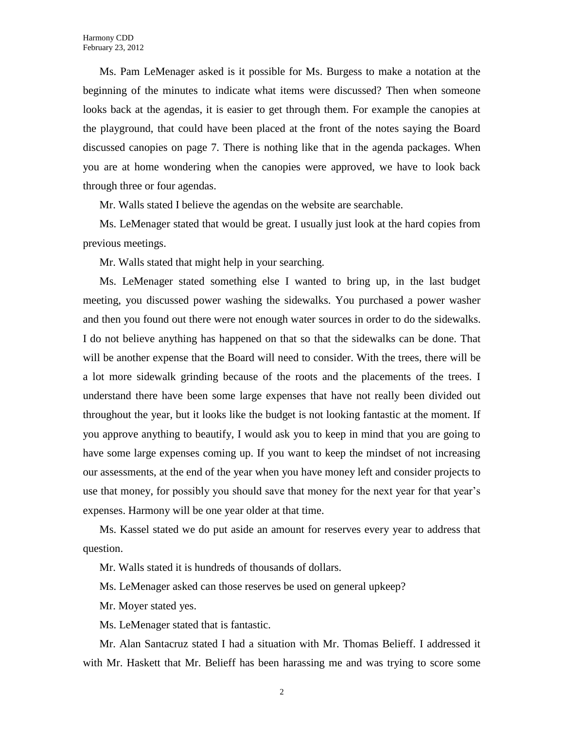Ms. Pam LeMenager asked is it possible for Ms. Burgess to make a notation at the beginning of the minutes to indicate what items were discussed? Then when someone looks back at the agendas, it is easier to get through them. For example the canopies at the playground, that could have been placed at the front of the notes saying the Board discussed canopies on page 7. There is nothing like that in the agenda packages. When you are at home wondering when the canopies were approved, we have to look back through three or four agendas.

Mr. Walls stated I believe the agendas on the website are searchable.

Ms. LeMenager stated that would be great. I usually just look at the hard copies from previous meetings.

Mr. Walls stated that might help in your searching.

Ms. LeMenager stated something else I wanted to bring up, in the last budget meeting, you discussed power washing the sidewalks. You purchased a power washer and then you found out there were not enough water sources in order to do the sidewalks. I do not believe anything has happened on that so that the sidewalks can be done. That will be another expense that the Board will need to consider. With the trees, there will be a lot more sidewalk grinding because of the roots and the placements of the trees. I understand there have been some large expenses that have not really been divided out throughout the year, but it looks like the budget is not looking fantastic at the moment. If you approve anything to beautify, I would ask you to keep in mind that you are going to have some large expenses coming up. If you want to keep the mindset of not increasing our assessments, at the end of the year when you have money left and consider projects to use that money, for possibly you should save that money for the next year for that year's expenses. Harmony will be one year older at that time.

Ms. Kassel stated we do put aside an amount for reserves every year to address that question.

Mr. Walls stated it is hundreds of thousands of dollars.

Ms. LeMenager asked can those reserves be used on general upkeep?

Mr. Moyer stated yes.

Ms. LeMenager stated that is fantastic.

Mr. Alan Santacruz stated I had a situation with Mr. Thomas Belieff. I addressed it with Mr. Haskett that Mr. Belieff has been harassing me and was trying to score some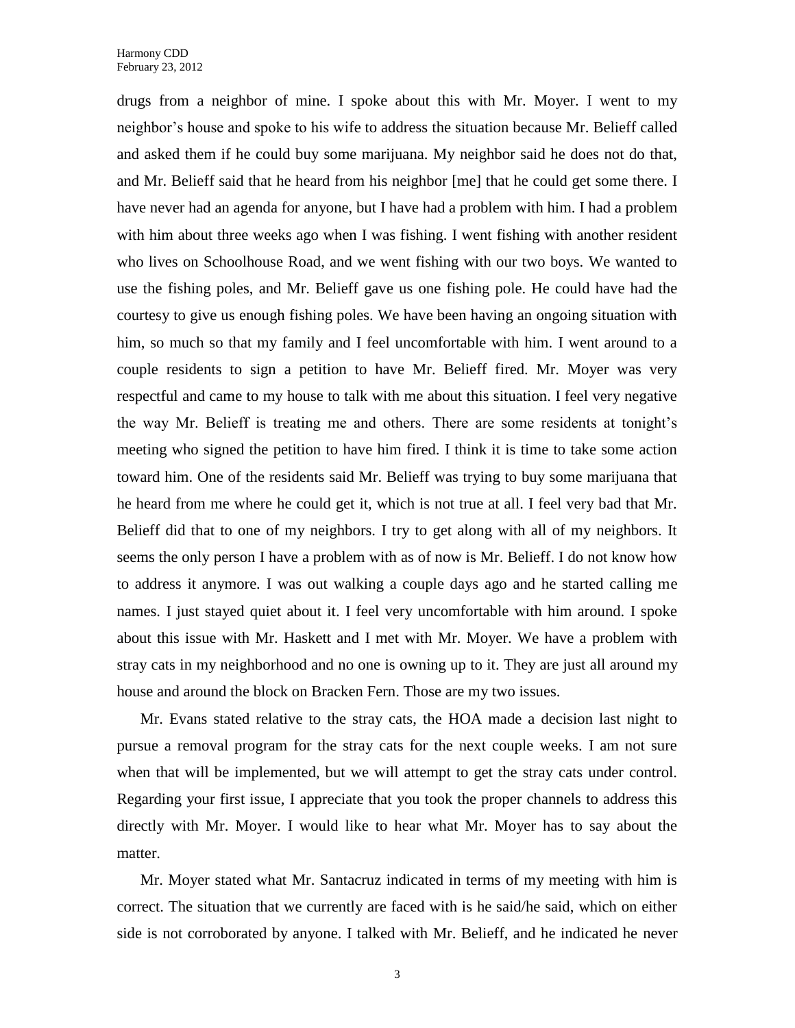drugs from a neighbor of mine. I spoke about this with Mr. Moyer. I went to my neighbor's house and spoke to his wife to address the situation because Mr. Belieff called and asked them if he could buy some marijuana. My neighbor said he does not do that, and Mr. Belieff said that he heard from his neighbor [me] that he could get some there. I have never had an agenda for anyone, but I have had a problem with him. I had a problem with him about three weeks ago when I was fishing. I went fishing with another resident who lives on Schoolhouse Road, and we went fishing with our two boys. We wanted to use the fishing poles, and Mr. Belieff gave us one fishing pole. He could have had the courtesy to give us enough fishing poles. We have been having an ongoing situation with him, so much so that my family and I feel uncomfortable with him. I went around to a couple residents to sign a petition to have Mr. Belieff fired. Mr. Moyer was very respectful and came to my house to talk with me about this situation. I feel very negative the way Mr. Belieff is treating me and others. There are some residents at tonight's meeting who signed the petition to have him fired. I think it is time to take some action toward him. One of the residents said Mr. Belieff was trying to buy some marijuana that he heard from me where he could get it, which is not true at all. I feel very bad that Mr. Belieff did that to one of my neighbors. I try to get along with all of my neighbors. It seems the only person I have a problem with as of now is Mr. Belieff. I do not know how to address it anymore. I was out walking a couple days ago and he started calling me names. I just stayed quiet about it. I feel very uncomfortable with him around. I spoke about this issue with Mr. Haskett and I met with Mr. Moyer. We have a problem with stray cats in my neighborhood and no one is owning up to it. They are just all around my house and around the block on Bracken Fern. Those are my two issues.

Mr. Evans stated relative to the stray cats, the HOA made a decision last night to pursue a removal program for the stray cats for the next couple weeks. I am not sure when that will be implemented, but we will attempt to get the stray cats under control. Regarding your first issue, I appreciate that you took the proper channels to address this directly with Mr. Moyer. I would like to hear what Mr. Moyer has to say about the matter.

Mr. Moyer stated what Mr. Santacruz indicated in terms of my meeting with him is correct. The situation that we currently are faced with is he said/he said, which on either side is not corroborated by anyone. I talked with Mr. Belieff, and he indicated he never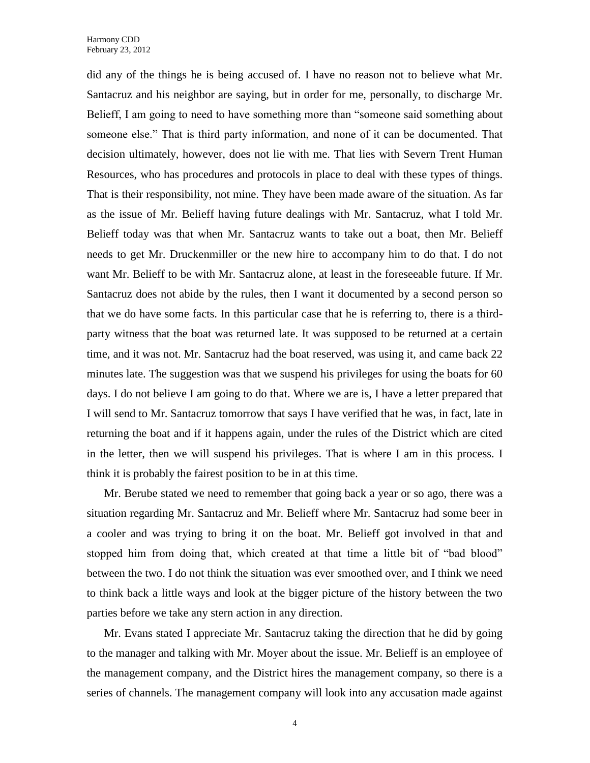did any of the things he is being accused of. I have no reason not to believe what Mr. Santacruz and his neighbor are saying, but in order for me, personally, to discharge Mr. Belieff, I am going to need to have something more than "someone said something about someone else." That is third party information, and none of it can be documented. That decision ultimately, however, does not lie with me. That lies with Severn Trent Human Resources, who has procedures and protocols in place to deal with these types of things. That is their responsibility, not mine. They have been made aware of the situation. As far as the issue of Mr. Belieff having future dealings with Mr. Santacruz, what I told Mr. Belieff today was that when Mr. Santacruz wants to take out a boat, then Mr. Belieff needs to get Mr. Druckenmiller or the new hire to accompany him to do that. I do not want Mr. Belieff to be with Mr. Santacruz alone, at least in the foreseeable future. If Mr. Santacruz does not abide by the rules, then I want it documented by a second person so that we do have some facts. In this particular case that he is referring to, there is a third-party witness that the boat was returned late. It was supposed to be returned at a certain time, and it was not. Mr. Santacruz had the boat reserved, was using it, and came back 22 minutes late. The suggestion was that we suspend his privileges for using the boats for 60 days. I do not believe I am going to do that. Where we are is, I have a letter prepared that I will send to Mr. Santacruz tomorrow that says I have verified that he was, in fact, late in returning the boat and if it happens again, under the rules of the District which are cited in the letter, then we will suspend his privileges. That is where I am in this process. I think it is probably the fairest position to be in at this time.

Mr. Berube stated we need to remember that going back a year or so ago, there was a situation regarding Mr. Santacruz and Mr. Belieff where Mr. Santacruz had some beer in a cooler and was trying to bring it on the boat. Mr. Belieff got involved in that and stopped him from doing that, which created at that time a little bit of "bad blood" between the two. I do not think the situation was ever smoothed over, and I think we need to think back a little ways and look at the bigger picture of the history between the two parties before we take any stern action in any direction.

Mr. Evans stated I appreciate Mr. Santacruz taking the direction that he did by going to the manager and talking with Mr. Moyer about the issue. Mr. Belieff is an employee of the management company, and the District hires the management company, so there is a series of channels. The management company will look into any accusation made against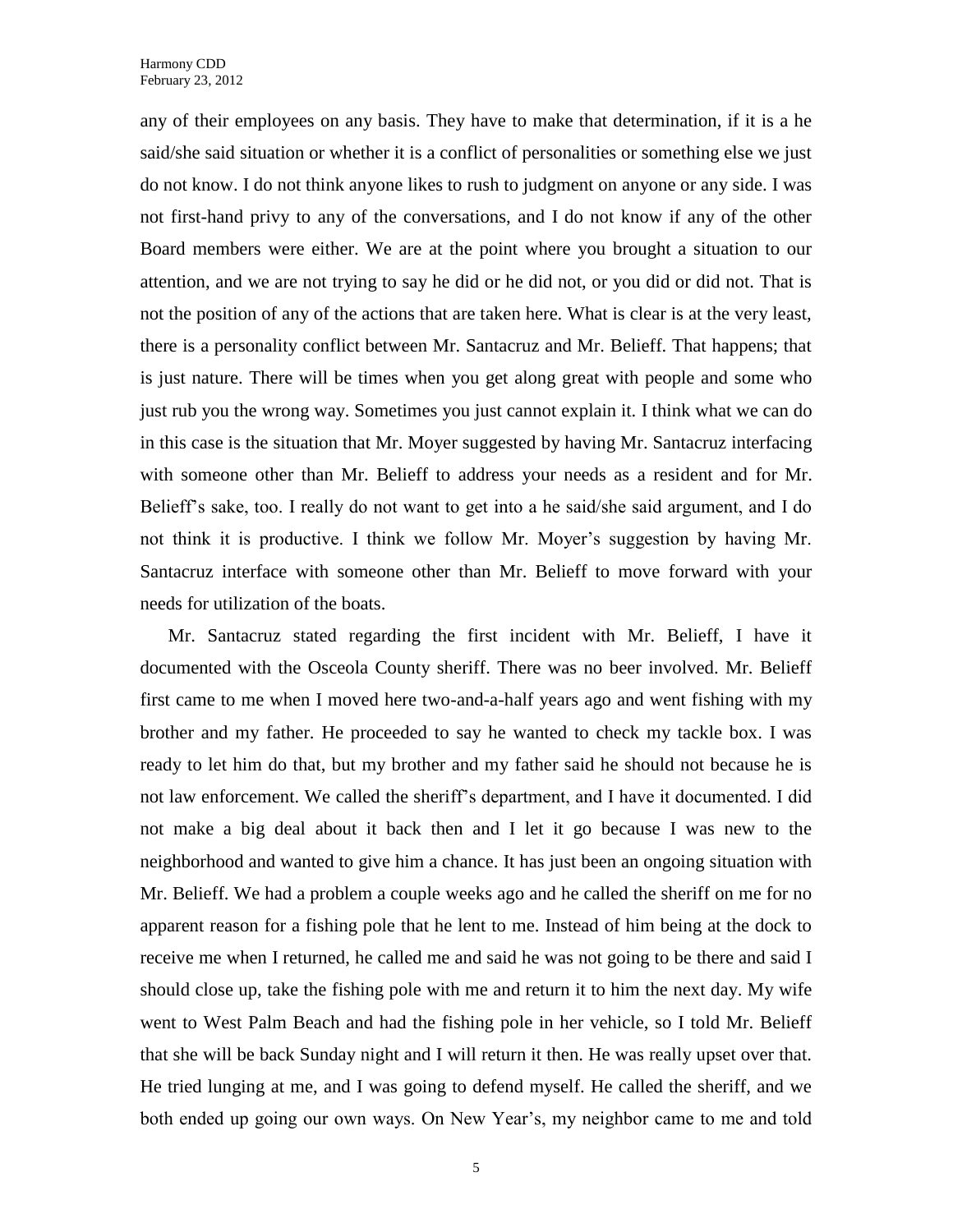any of their employees on any basis. They have to make that determination, if it is a he said/she said situation or whether it is a conflict of personalities or something else we just do not know. I do not think anyone likes to rush to judgment on anyone or any side. I was not first-hand privy to any of the conversations, and I do not know if any of the other Board members were either. We are at the point where you brought a situation to our attention, and we are not trying to say he did or he did not, or you did or did not. That is not the position of any of the actions that are taken here. What is clear is at the very least, there is a personality conflict between Mr. Santacruz and Mr. Belieff. That happens; that is just nature. There will be times when you get along great with people and some who just rub you the wrong way. Sometimes you just cannot explain it. I think what we can do in this case is the situation that Mr. Moyer suggested by having Mr. Santacruz interfacing with someone other than Mr. Belieff to address your needs as a resident and for Mr. Belieff's sake, too. I really do not want to get into a he said/she said argument, and I do not think it is productive. I think we follow Mr. Moyer's suggestion by having Mr. Santacruz interface with someone other than Mr. Belieff to move forward with your needs for utilization of the boats.

Mr. Santacruz stated regarding the first incident with Mr. Belieff, I have it documented with the Osceola County sheriff. There was no beer involved. Mr. Belieff first came to me when I moved here two-and-a-half years ago and went fishing with my brother and my father. He proceeded to say he wanted to check my tackle box. I was ready to let him do that, but my brother and my father said he should not because he is not law enforcement. We called the sheriff's department, and I have it documented. I did not make a big deal about it back then and I let it go because I was new to the neighborhood and wanted to give him a chance. It has just been an ongoing situation with Mr. Belieff. We had a problem a couple weeks ago and he called the sheriff on me for no apparent reason for a fishing pole that he lent to me. Instead of him being at the dock to receive me when I returned, he called me and said he was not going to be there and said I should close up, take the fishing pole with me and return it to him the next day. My wife went to West Palm Beach and had the fishing pole in her vehicle, so I told Mr. Belieff that she will be back Sunday night and I will return it then. He was really upset over that. He tried lunging at me, and I was going to defend myself. He called the sheriff, and we both ended up going our own ways. On New Year's, my neighbor came to me and told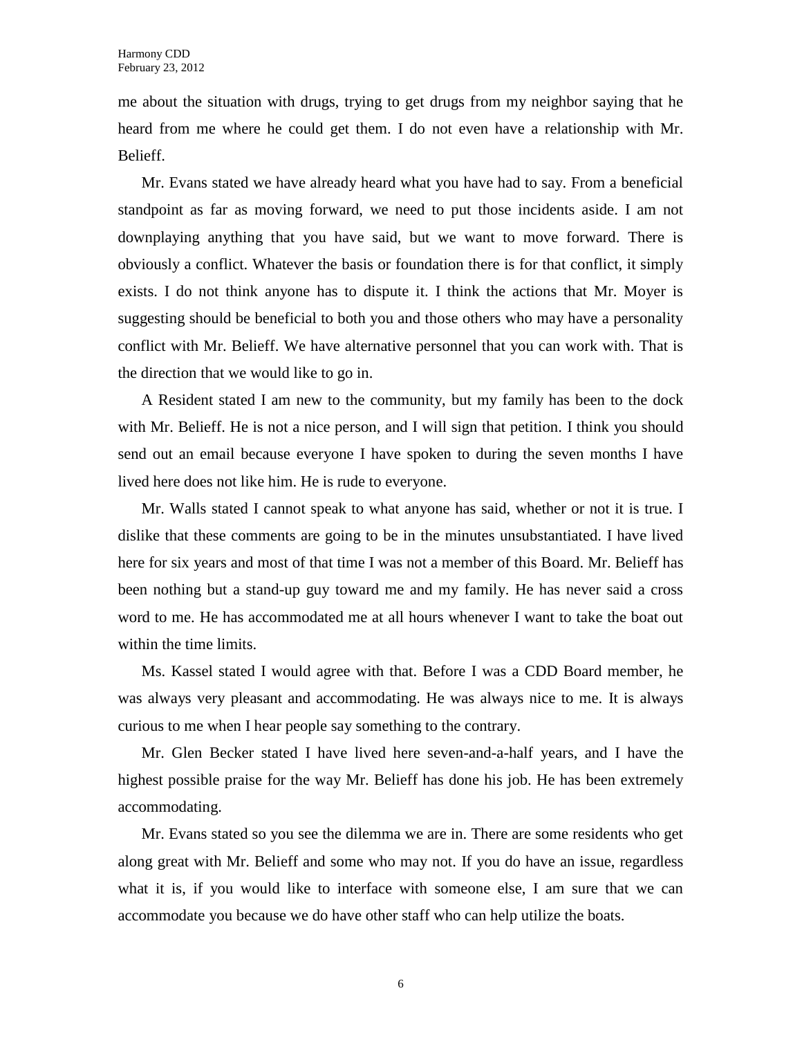me about the situation with drugs, trying to get drugs from my neighbor saying that he heard from me where he could get them. I do not even have a relationship with Mr. Belieff.

Mr. Evans stated we have already heard what you have had to say. From a beneficial standpoint as far as moving forward, we need to put those incidents aside. I am not downplaying anything that you have said, but we want to move forward. There is obviously a conflict. Whatever the basis or foundation there is for that conflict, it simply exists. I do not think anyone has to dispute it. I think the actions that Mr. Moyer is suggesting should be beneficial to both you and those others who may have a personality conflict with Mr. Belieff. We have alternative personnel that you can work with. That is the direction that we would like to go in.

A Resident stated I am new to the community, but my family has been to the dock with Mr. Belieff. He is not a nice person, and I will sign that petition. I think you should send out an email because everyone I have spoken to during the seven months I have lived here does not like him. He is rude to everyone.

Mr. Walls stated I cannot speak to what anyone has said, whether or not it is true. I dislike that these comments are going to be in the minutes unsubstantiated. I have lived here for six years and most of that time I was not a member of this Board. Mr. Belieff has been nothing but a stand-up guy toward me and my family. He has never said a cross word to me. He has accommodated me at all hours whenever I want to take the boat out within the time limits.

Ms. Kassel stated I would agree with that. Before I was a CDD Board member, he was always very pleasant and accommodating. He was always nice to me. It is always curious to me when I hear people say something to the contrary.

Mr. Glen Becker stated I have lived here seven-and-a-half years, and I have the highest possible praise for the way Mr. Belieff has done his job. He has been extremely accommodating.

Mr. Evans stated so you see the dilemma we are in. There are some residents who get along great with Mr. Belieff and some who may not. If you do have an issue, regardless what it is, if you would like to interface with someone else, I am sure that we can accommodate you because we do have other staff who can help utilize the boats.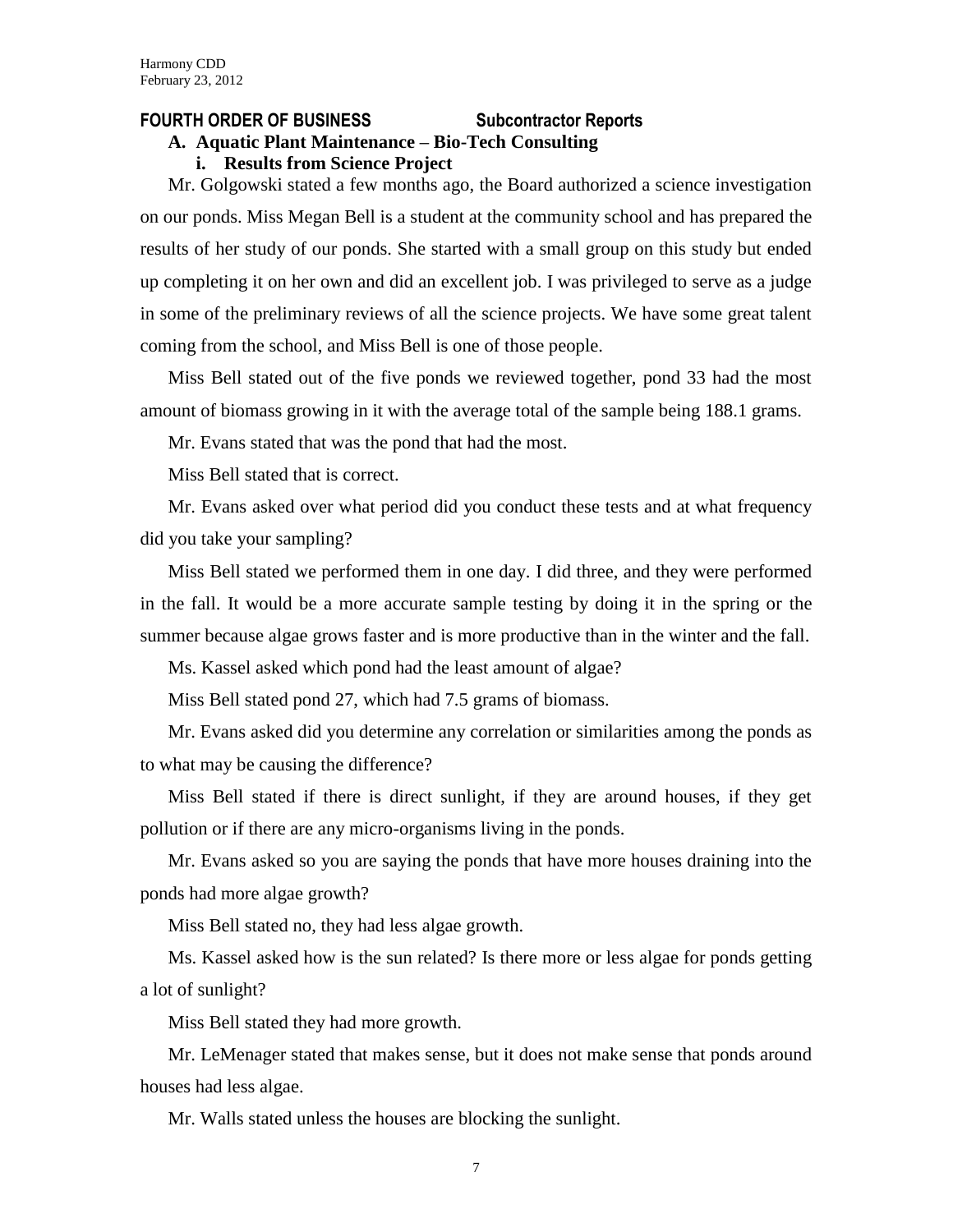## FOURTH ORDER OF BUSINESS Subcontractor Reports

### A. Aquatic Plant Maintenance – Bio-Tech Consulting

#### i. Results from Science Project

Mr. Golgowski stated a few months ago, the Board authorized a science investigation on our ponds. Miss Megan Bell is a student at the community school and has prepared the results of her study of our ponds. She started with a small group on this study but ended up completing it on her own and did an excellent job. I was privileged to serve as a judge in some of the preliminary reviews of all the science projects. We have some great talent coming from the school, and Miss Bell is one of those people.

Miss Bell stated out of the five ponds we reviewed together, pond 33 had the most amount of biomass growing in it with the average total of the sample being 188.1 grams.

Mr. Evans stated that was the pond that had the most.

Miss Bell stated that is correct.

Mr. Evans asked over what period did you conduct these tests and at what frequency did you take your sampling?

Miss Bell stated we performed them in one day. I did three, and they were performed in the fall. It would be a more accurate sample testing by doing it in the spring or the summer because algae grows faster and is more productive than in the winter and the fall.

Ms. Kassel asked which pond had the least amount of algae?

Miss Bell stated pond 27, which had 7.5 grams of biomass.

Mr. Evans asked did you determine any correlation or similarities among the ponds as to what may be causing the difference?

Miss Bell stated if there is direct sunlight, if they are around houses, if they get pollution or if there are any micro-organisms living in the ponds.

Mr. Evans asked so you are saying the ponds that have more houses draining into the ponds had more algae growth?

Miss Bell stated no, they had less algae growth.

Ms. Kassel asked how is the sun related? Is there more or less algae for ponds getting a lot of sunlight?

Miss Bell stated they had more growth.

Mr. LeMenager stated that makes sense, but it does not make sense that ponds around houses had less algae.

Mr. Walls stated unless the houses are blocking the sunlight.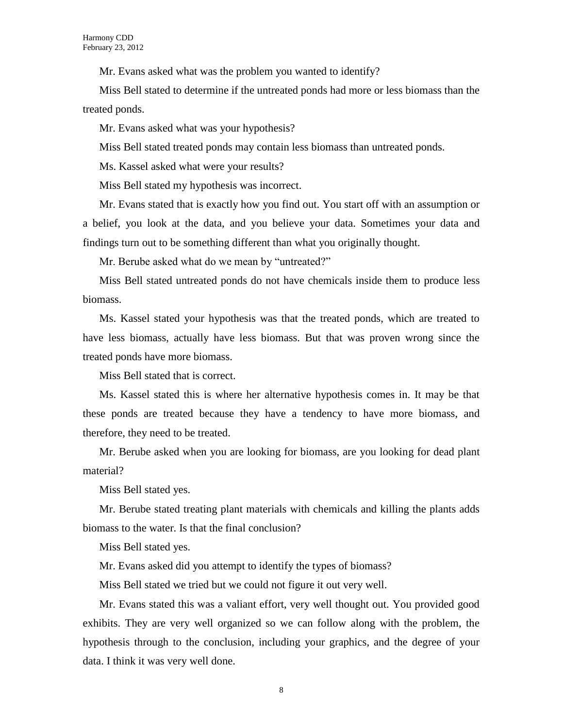Mr. Evans asked what was the problem you wanted to identify?

Miss Bell stated to determine if the untreated ponds had more or less biomass than the treated ponds.

Mr. Evans asked what was your hypothesis?

Miss Bell stated treated ponds may contain less biomass than untreated ponds.

Ms. Kassel asked what were your results?

Miss Bell stated my hypothesis was incorrect.

Mr. Evans stated that is exactly how you find out. You start off with an assumption or a belief, you look at the data, and you believe your data. Sometimes your data and findings turn out to be something different than what you originally thought.

Mr. Berube asked what do we mean by "untreated?"

Miss Bell stated untreated ponds do not have chemicals inside them to produce less biomass.

Ms. Kassel stated your hypothesis was that the treated ponds, which are treated to have less biomass, actually have less biomass. But that was proven wrong since the treated ponds have more biomass.

Miss Bell stated that is correct.

Ms. Kassel stated this is where her alternative hypothesis comes in. It may be that these ponds are treated because they have a tendency to have more biomass, and therefore, they need to be treated.

Mr. Berube asked when you are looking for biomass, are you looking for dead plant material?

Miss Bell stated yes.

Mr. Berube stated treating plant materials with chemicals and killing the plants adds biomass to the water. Is that the final conclusion?

Miss Bell stated yes.

Mr. Evans asked did you attempt to identify the types of biomass?

Miss Bell stated we tried but we could not figure it out very well.

Mr. Evans stated this was a valiant effort, very well thought out. You provided good exhibits. They are very well organized so we can follow along with the problem, the hypothesis through to the conclusion, including your graphics, and the degree of your data. I think it was very well done.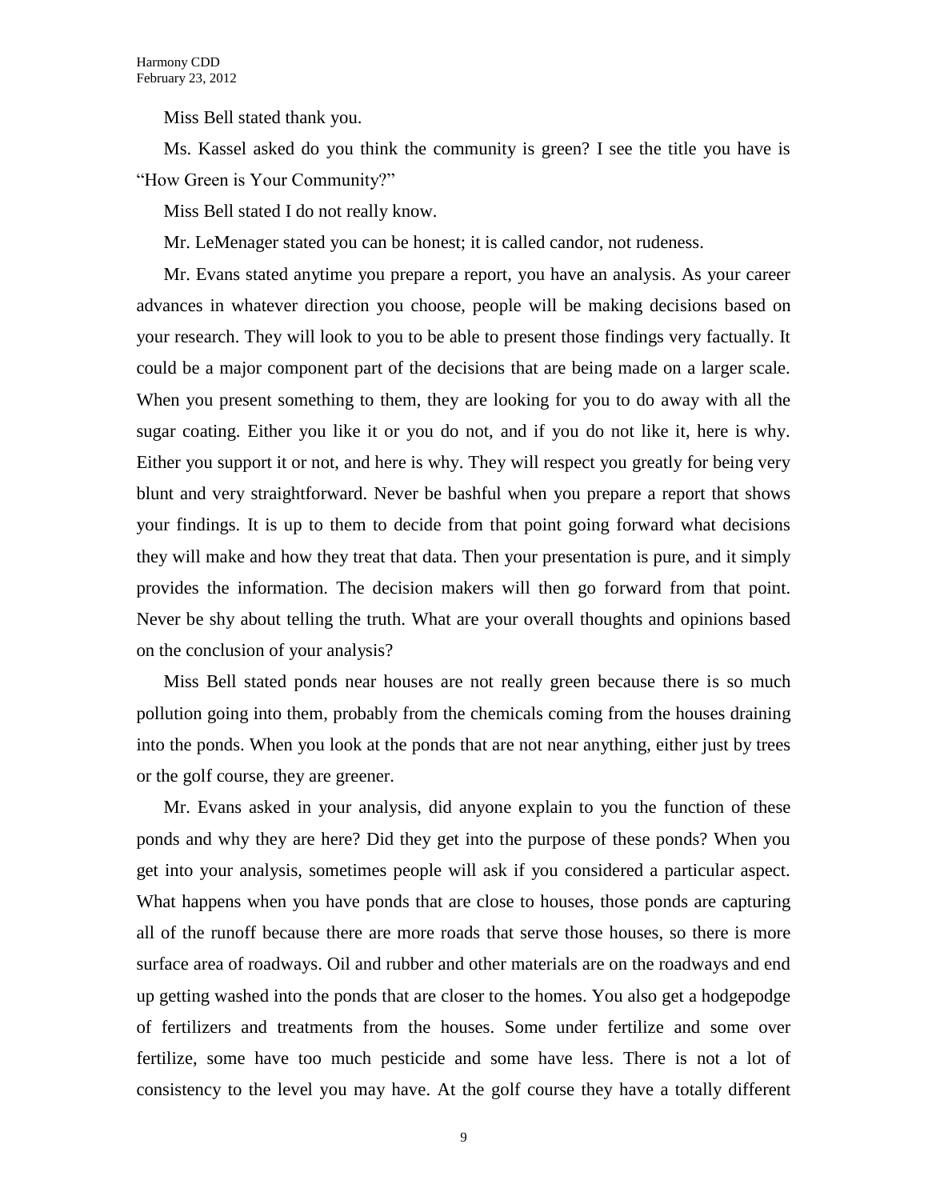Miss Bell stated thank you.

Ms. Kassel asked do you think the community is green? I see the title you have is "How Green is Your Community?"

Miss Bell stated I do not really know.

Mr. LeMenager stated you can be honest; it is called candor, not rudeness.

Mr. Evans stated anytime you prepare a report, you have an analysis. As your career advances in whatever direction you choose, people will be making decisions based on your research. They will look to you to be able to present those findings very factually. It could be a major component part of the decisions that are being made on a larger scale. When you present something to them, they are looking for you to do away with all the sugar coating. Either you like it or you do not, and if you do not like it, here is why. Either you support it or not, and here is why. They will respect you greatly for being very blunt and very straightforward. Never be bashful when you prepare a report that shows your findings. It is up to them to decide from that point going forward what decisions they will make and how they treat that data. Then your presentation is pure, and it simply provides the information. The decision makers will then go forward from that point. Never be shy about telling the truth. What are your overall thoughts and opinions based on the conclusion of your analysis?

Miss Bell stated ponds near houses are not really green because there is so much pollution going into them, probably from the chemicals coming from the houses draining into the ponds. When you look at the ponds that are not near anything, either just by trees or the golf course, they are greener.

Mr. Evans asked in your analysis, did anyone explain to you the function of these ponds and why they are here? Did they get into the purpose of these ponds? When you get into your analysis, sometimes people will ask if you considered a particular aspect. What happens when you have ponds that are close to houses, those ponds are capturing all of the runoff because there are more roads that serve those houses, so there is more surface area of roadways. Oil and rubber and other materials are on the roadways and end up getting washed into the ponds that are closer to the homes. You also get a hodgepodge of fertilizers and treatments from the houses. Some under fertilize and some over fertilize, some have too much pesticide and some have less. There is not a lot of consistency to the level you may have. At the golf course they have a totally different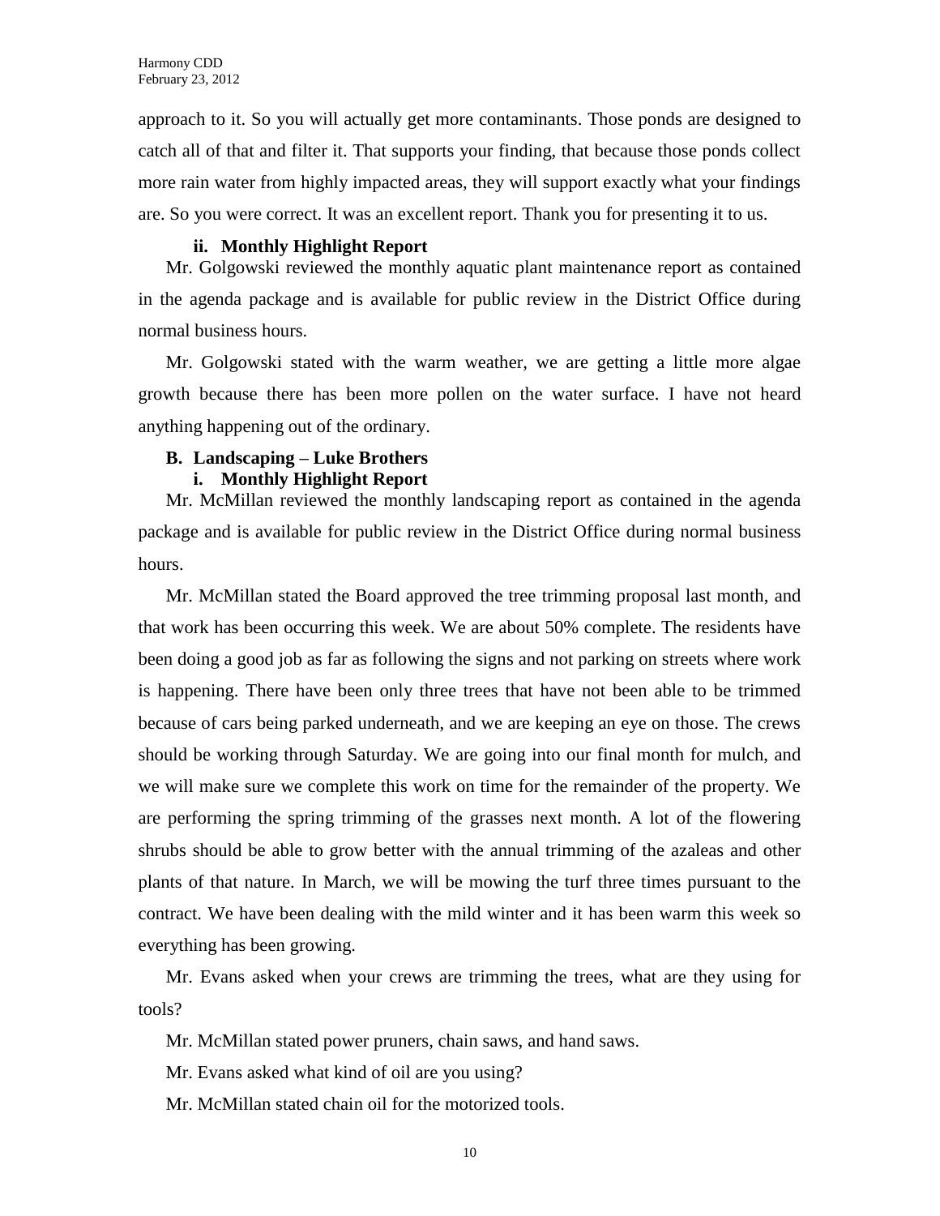approach to it. So you will actually get more contaminants. Those ponds are designed to catch all of that and filter it. That supports your finding, that because those ponds collect more rain water from highly impacted areas, they will support exactly what your findings are. So you were correct. It was an excellent report. Thank you for presenting it to us.

**ii. Monthly Highlight Report**

Mr. Golgowski reviewed the monthly aquatic plant maintenance report as contained in the agenda package and is available for public review in the District Office during normal business hours.

Mr. Golgowski stated with the warm weather, we are getting a little more algae growth because there has been more pollen on the water surface. I have not heard anything happening out of the ordinary.

**B. Landscaping – Luke Brothers**

**i. Monthly Highlight Report**

Mr. McMillan reviewed the monthly landscaping report as contained in the agenda package and is available for public review in the District Office during normal business hours.

Mr. McMillan stated the Board approved the tree trimming proposal last month, and that work has been occurring this week. We are about 50% complete. The residents have been doing a good job as far as following the signs and not parking on streets where work is happening. There have been only three trees that have not been able to be trimmed because of cars being parked underneath, and we are keeping an eye on those. The crews should be working through Saturday. We are going into our final month for mulch, and we will make sure we complete this work on time for the remainder of the property. We are performing the spring trimming of the grasses next month. A lot of the flowering shrubs should be able to grow better with the annual trimming of the azaleas and other plants of that nature. In March, we will be mowing the turf three times pursuant to the contract. We have been dealing with the mild winter and it has been warm this week so everything has been growing.

Mr. Evans asked when your crews are trimming the trees, what are they using for tools?

Mr. McMillan stated power pruners, chain saws, and hand saws.

Mr. Evans asked what kind of oil are you using?

Mr. McMillan stated chain oil for the motorized tools.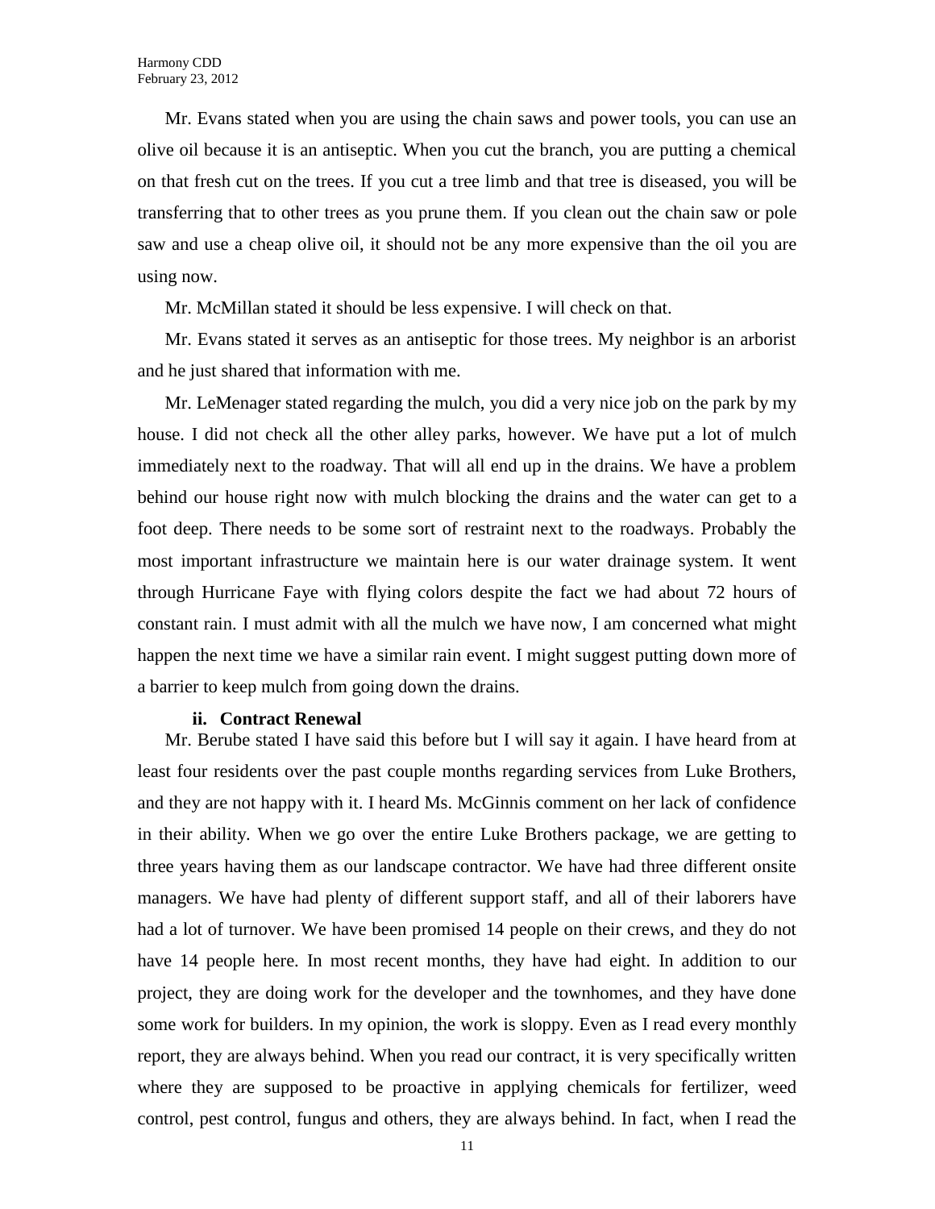Mr. Evans stated when you are using the chain saws and power tools, you can use an olive oil because it is an antiseptic. When you cut the branch, you are putting a chemical on that fresh cut on the trees. If you cut a tree limb and that tree is diseased, you will be transferring that to other trees as you prune them. If you clean out the chain saw or pole saw and use a cheap olive oil, it should not be any more expensive than the oil you are using now.

Mr. McMillan stated it should be less expensive. I will check on that.

Mr. Evans stated it serves as an antiseptic for those trees. My neighbor is an arborist and he just shared that information with me.

Mr. LeMenager stated regarding the mulch, you did a very nice job on the park by my house. I did not check all the other alley parks, however. We have put a lot of mulch immediately next to the roadway. That will all end up in the drains. We have a problem behind our house right now with mulch blocking the drains and the water can get to a foot deep. There needs to be some sort of restraint next to the roadways. Probably the most important infrastructure we maintain here is our water drainage system. It went through Hurricane Faye with flying colors despite the fact we had about 72 hours of constant rain. I must admit with all the mulch we have now, I am concerned what might happen the next time we have a similar rain event. I might suggest putting down more of a barrier to keep mulch from going down the drains.

**ii. Contract Renewal**

Mr. Berube stated I have said this before but I will say it again. I have heard from at least four residents over the past couple months regarding services from Luke Brothers, and they are not happy with it. I heard Ms. McGinnis comment on her lack of confidence in their ability. When we go over the entire Luke Brothers package, we are getting to three years having them as our landscape contractor. We have had three different onsite managers. We have had plenty of different support staff, and all of their laborers have had a lot of turnover. We have been promised 14 people on their crews, and they do not have 14 people here. In most recent months, they have had eight. In addition to our project, they are doing work for the developer and the townhomes, and they have done some work for builders. In my opinion, the work is sloppy. Even as I read every monthly report, they are always behind. When you read our contract, it is very specifically written where they are supposed to be proactive in applying chemicals for fertilizer, weed control, pest control, fungus and others, they are always behind. In fact, when I read the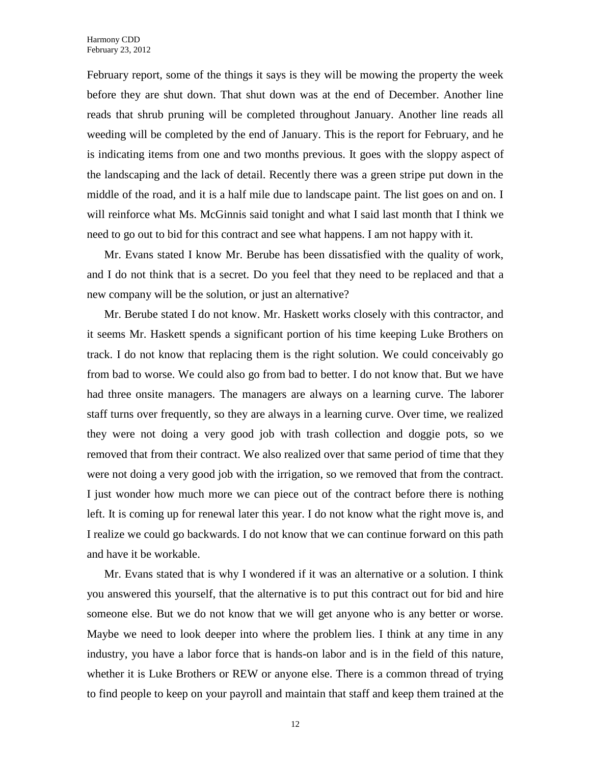February report, some of the things it says is they will be mowing the property the week before they are shut down. That shut down was at the end of December. Another line reads that shrub pruning will be completed throughout January. Another line reads all weeding will be completed by the end of January. This is the report for February, and he is indicating items from one and two months previous. It goes with the sloppy aspect of the landscaping and the lack of detail. Recently there was a green stripe put down in the middle of the road, and it is a half mile due to landscape paint. The list goes on and on. I will reinforce what Ms. McGinnis said tonight and what I said last month that I think we need to go out to bid for this contract and see what happens. I am not happy with it.

Mr. Evans stated I know Mr. Berube has been dissatisfied with the quality of work, and I do not think that is a secret. Do you feel that they need to be replaced and that a new company will be the solution, or just an alternative?

Mr. Berube stated I do not know. Mr. Haskett works closely with this contractor, and it seems Mr. Haskett spends a significant portion of his time keeping Luke Brothers on track. I do not know that replacing them is the right solution. We could conceivably go from bad to worse. We could also go from bad to better. I do not know that. But we have had three onsite managers. The managers are always on a learning curve. The laborer staff turns over frequently, so they are always in a learning curve. Over time, we realized they were not doing a very good job with trash collection and doggie pots, so we removed that from their contract. We also realized over that same period of time that they were not doing a very good job with the irrigation, so we removed that from the contract. I just wonder how much more we can piece out of the contract before there is nothing left. It is coming up for renewal later this year. I do not know what the right move is, and I realize we could go backwards. I do not know that we can continue forward on this path and have it be workable.

Mr. Evans stated that is why I wondered if it was an alternative or a solution. I think you answered this yourself, that the alternative is to put this contract out for bid and hire someone else. But we do not know that we will get anyone who is any better or worse. Maybe we need to look deeper into where the problem lies. I think at any time in any industry, you have a labor force that is hands-on labor and is in the field of this nature, whether it is Luke Brothers or REW or anyone else. There is a common thread of trying to find people to keep on your payroll and maintain that staff and keep them trained at the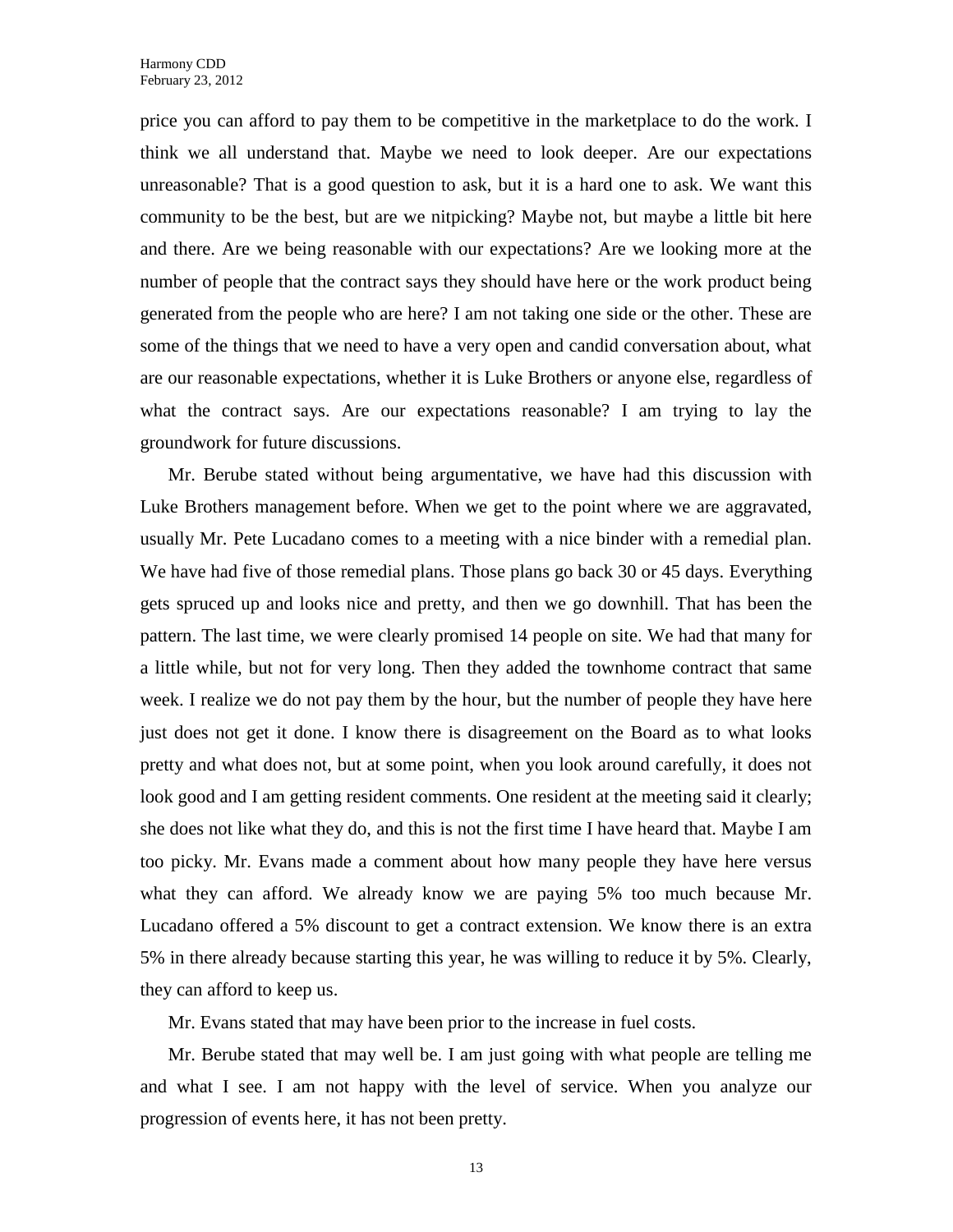price you can afford to pay them to be competitive in the marketplace to do the work. I think we all understand that. Maybe we need to look deeper. Are our expectations unreasonable? That is a good question to ask, but it is a hard one to ask. We want this community to be the best, but are we nitpicking? Maybe not, but maybe a little bit here and there. Are we being reasonable with our expectations? Are we looking more at the number of people that the contract says they should have here or the work product being generated from the people who are here? I am not taking one side or the other. These are some of the things that we need to have a very open and candid conversation about, what are our reasonable expectations, whether it is Luke Brothers or anyone else, regardless of what the contract says. Are our expectations reasonable? I am trying to lay the groundwork for future discussions.

Mr. Berube stated without being argumentative, we have had this discussion with Luke Brothers management before. When we get to the point where we are aggravated, usually Mr. Pete Lucadano comes to a meeting with a nice binder with a remedial plan. We have had five of those remedial plans. Those plans go back 30 or 45 days. Everything gets spruced up and looks nice and pretty, and then we go downhill. That has been the pattern. The last time, we were clearly promised 14 people on site. We had that many for a little while, but not for very long. Then they added the townhome contract that same week. I realize we do not pay them by the hour, but the number of people they have here just does not get it done. I know there is disagreement on the Board as to what looks pretty and what does not, but at some point, when you look around carefully, it does not look good and I am getting resident comments. One resident at the meeting said it clearly; she does not like what they do, and this is not the first time I have heard that. Maybe I am too picky. Mr. Evans made a comment about how many people they have here versus what they can afford. We already know we are paying 5% too much because Mr. Lucadano offered a 5% discount to get a contract extension. We know there is an extra 5% in there already because starting this year, he was willing to reduce it by 5%. Clearly, they can afford to keep us.

Mr. Evans stated that may have been prior to the increase in fuel costs.

Mr. Berube stated that may well be. I am just going with what people are telling me and what I see. I am not happy with the level of service. When you analyze our progression of events here, it has not been pretty.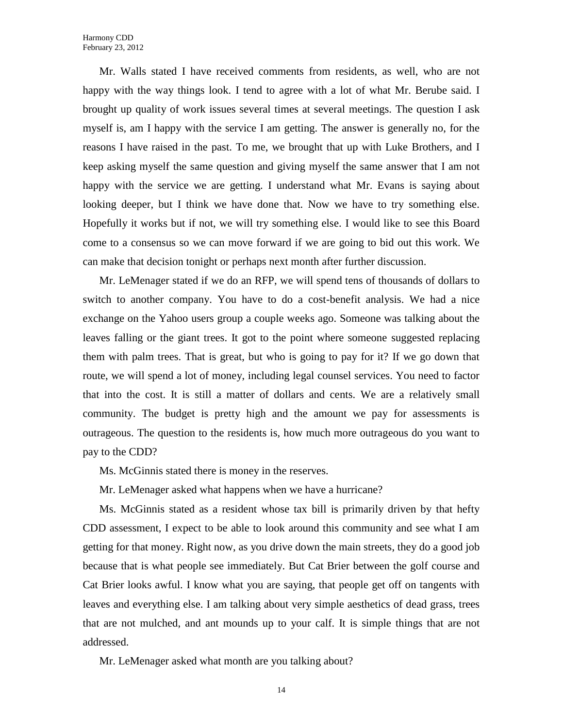Mr. Walls stated I have received comments from residents, as well, who are not happy with the way things look. I tend to agree with a lot of what Mr. Berube said. I brought up quality of work issues several times at several meetings. The question I ask myself is, am I happy with the service I am getting. The answer is generally no, for the reasons I have raised in the past. To me, we brought that up with Luke Brothers, and I keep asking myself the same question and giving myself the same answer that I am not happy with the service we are getting. I understand what Mr. Evans is saying about looking deeper, but I think we have done that. Now we have to try something else. Hopefully it works but if not, we will try something else. I would like to see this Board come to a consensus so we can move forward if we are going to bid out this work. We can make that decision tonight or perhaps next month after further discussion.

Mr. LeMenager stated if we do an RFP, we will spend tens of thousands of dollars to switch to another company. You have to do a cost-benefit analysis. We had a nice exchange on the Yahoo users group a couple weeks ago. Someone was talking about the leaves falling or the giant trees. It got to the point where someone suggested replacing them with palm trees. That is great, but who is going to pay for it? If we go down that route, we will spend a lot of money, including legal counsel services. You need to factor that into the cost. It is still a matter of dollars and cents. We are a relatively small community. The budget is pretty high and the amount we pay for assessments is outrageous. The question to the residents is, how much more outrageous do you want to pay to the CDD?

Ms. McGinnis stated there is money in the reserves.

Mr. LeMenager asked what happens when we have a hurricane?

Ms. McGinnis stated as a resident whose tax bill is primarily driven by that hefty CDD assessment, I expect to be able to look around this community and see what I am getting for that money. Right now, as you drive down the main streets, they do a good job because that is what people see immediately. But Cat Brier between the golf course and Cat Brier looks awful. I know what you are saying, that people get off on tangents with leaves and everything else. I am talking about very simple aesthetics of dead grass, trees that are not mulched, and ant mounds up to your calf. It is simple things that are not addressed.

Mr. LeMenager asked what month are you talking about?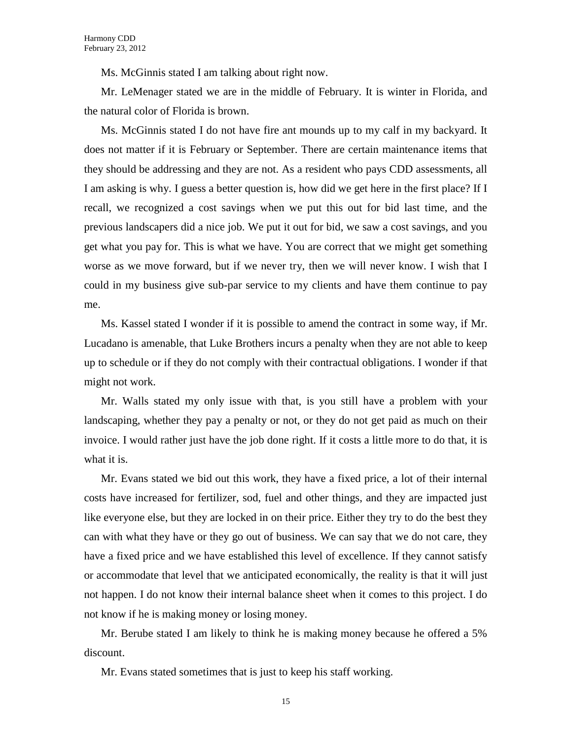Ms. McGinnis stated I am talking about right now.

Mr. LeMenager stated we are in the middle of February. It is winter in Florida, and the natural color of Florida is brown.

Ms. McGinnis stated I do not have fire ant mounds up to my calf in my backyard. It does not matter if it is February or September. There are certain maintenance items that they should be addressing and they are not. As a resident who pays CDD assessments, all I am asking is why. I guess a better question is, how did we get here in the first place? If I recall, we recognized a cost savings when we put this out for bid last time, and the previous landscapers did a nice job. We put it out for bid, we saw a cost savings, and you get what you pay for. This is what we have. You are correct that we might get something worse as we move forward, but if we never try, then we will never know. I wish that I could in my business give sub-par service to my clients and have them continue to pay me.

Ms. Kassel stated I wonder if it is possible to amend the contract in some way, if Mr. Lucadano is amenable, that Luke Brothers incurs a penalty when they are not able to keep up to schedule or if they do not comply with their contractual obligations. I wonder if that might not work.

Mr. Walls stated my only issue with that, is you still have a problem with your landscaping, whether they pay a penalty or not, or they do not get paid as much on their invoice. I would rather just have the job done right. If it costs a little more to do that, it is what it is.

Mr. Evans stated we bid out this work, they have a fixed price, a lot of their internal costs have increased for fertilizer, sod, fuel and other things, and they are impacted just like everyone else, but they are locked in on their price. Either they try to do the best they can with what they have or they go out of business. We can say that we do not care, they have a fixed price and we have established this level of excellence. If they cannot satisfy or accommodate that level that we anticipated economically, the reality is that it will just not happen. I do not know their internal balance sheet when it comes to this project. I do not know if he is making money or losing money.

Mr. Berube stated I am likely to think he is making money because he offered a 5% discount.

Mr. Evans stated sometimes that is just to keep his staff working.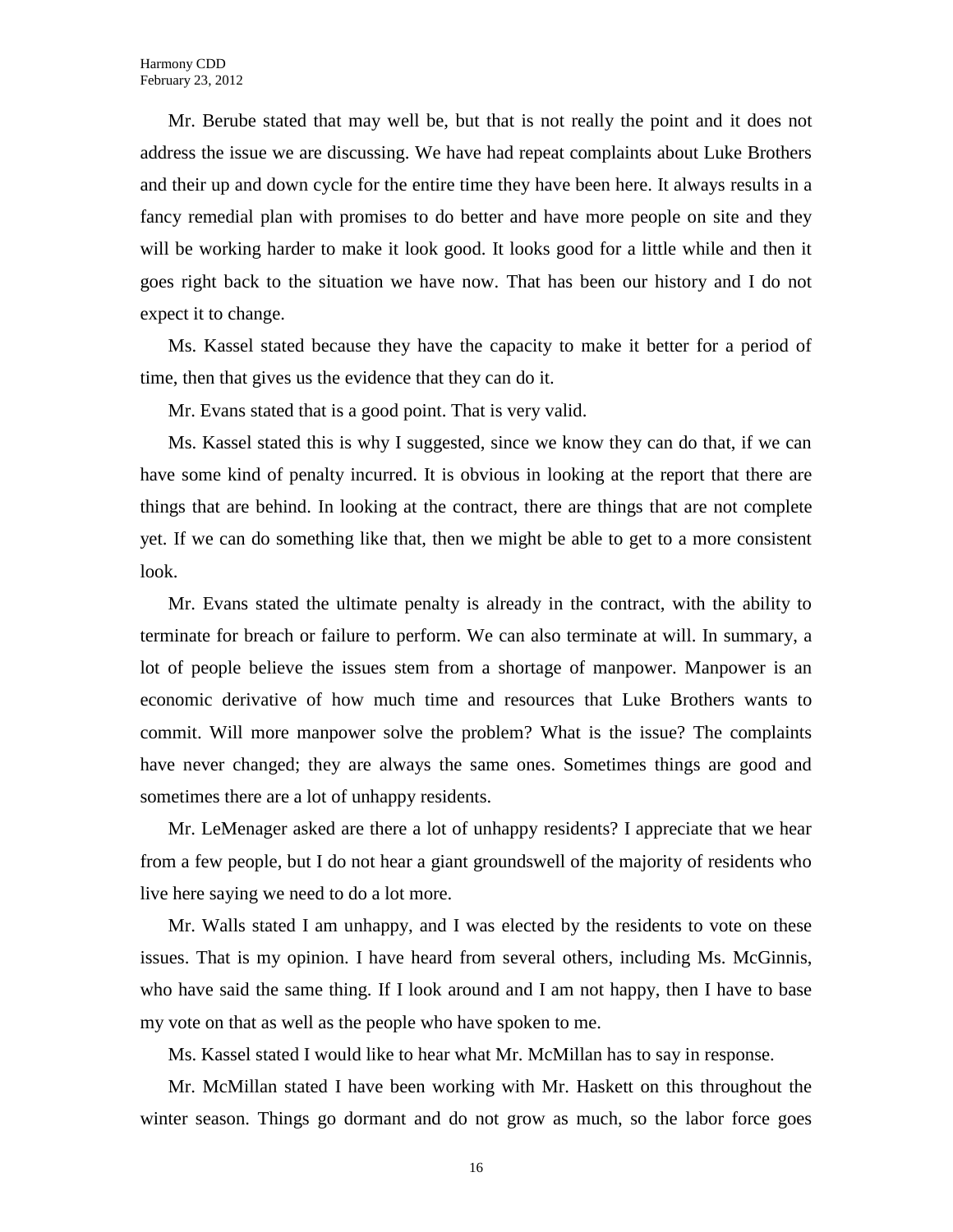Mr. Berube stated that may well be, but that is not really the point and it does not address the issue we are discussing. We have had repeat complaints about Luke Brothers and their up and down cycle for the entire time they have been here. It always results in a fancy remedial plan with promises to do better and have more people on site and they will be working harder to make it look good. It looks good for a little while and then it goes right back to the situation we have now. That has been our history and I do not expect it to change.

Ms. Kassel stated because they have the capacity to make it better for a period of time, then that gives us the evidence that they can do it.

Mr. Evans stated that is a good point. That is very valid.

Ms. Kassel stated this is why I suggested, since we know they can do that, if we can have some kind of penalty incurred. It is obvious in looking at the report that there are things that are behind. In looking at the contract, there are things that are not complete yet. If we can do something like that, then we might be able to get to a more consistent look.

Mr. Evans stated the ultimate penalty is already in the contract, with the ability to terminate for breach or failure to perform. We can also terminate at will. In summary, a lot of people believe the issues stem from a shortage of manpower. Manpower is an economic derivative of how much time and resources that Luke Brothers wants to commit. Will more manpower solve the problem? What is the issue? The complaints have never changed; they are always the same ones. Sometimes things are good and sometimes there are a lot of unhappy residents.

Mr. LeMenager asked are there a lot of unhappy residents? I appreciate that we hear from a few people, but I do not hear a giant groundswell of the majority of residents who live here saying we need to do a lot more.

Mr. Walls stated I am unhappy, and I was elected by the residents to vote on these issues. That is my opinion. I have heard from several others, including Ms. McGinnis, who have said the same thing. If I look around and I am not happy, then I have to base my vote on that as well as the people who have spoken to me.

Ms. Kassel stated I would like to hear what Mr. McMillan has to say in response.

Mr. McMillan stated I have been working with Mr. Haskett on this throughout the winter season. Things go dormant and do not grow as much, so the labor force goes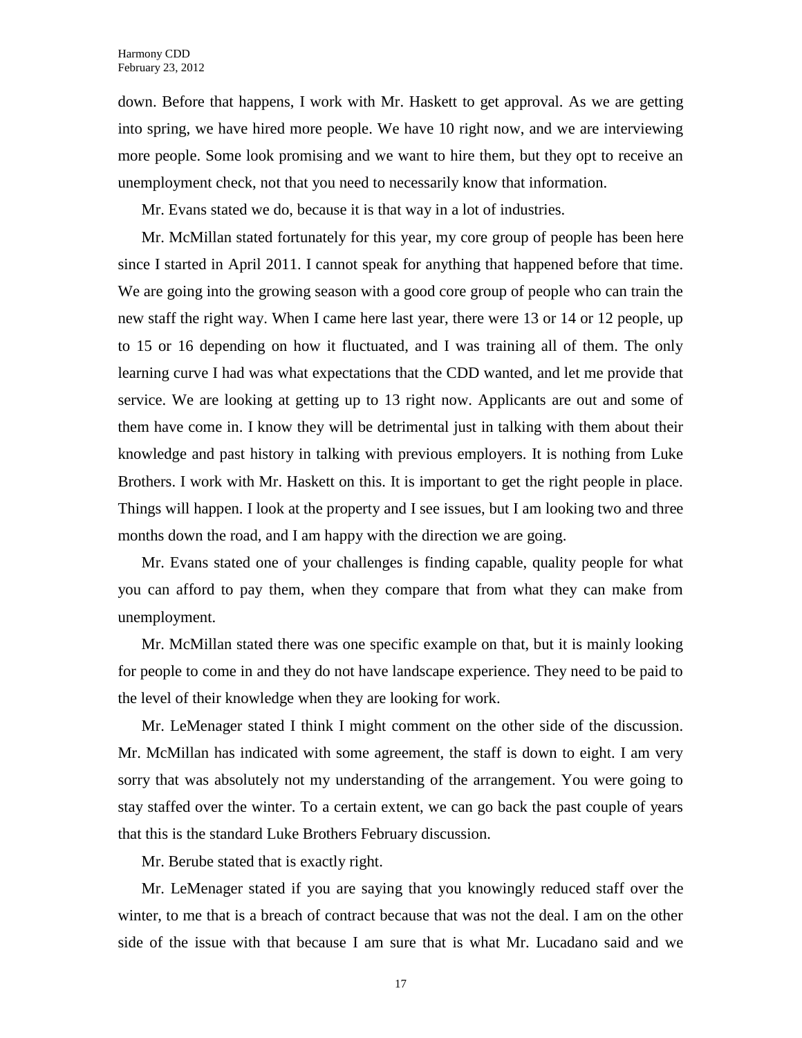down. Before that happens, I work with Mr. Haskett to get approval. As we are getting into spring, we have hired more people. We have 10 right now, and we are interviewing more people. Some look promising and we want to hire them, but they opt to receive an unemployment check, not that you need to necessarily know that information.

Mr. Evans stated we do, because it is that way in a lot of industries.

Mr. McMillan stated fortunately for this year, my core group of people has been here since I started in April 2011. I cannot speak for anything that happened before that time. We are going into the growing season with a good core group of people who can train the new staff the right way. When I came here last year, there were 13 or 14 or 12 people, up to 15 or 16 depending on how it fluctuated, and I was training all of them. The only learning curve I had was what expectations that the CDD wanted, and let me provide that service. We are looking at getting up to 13 right now. Applicants are out and some of them have come in. I know they will be detrimental just in talking with them about their knowledge and past history in talking with previous employers. It is nothing from Luke Brothers. I work with Mr. Haskett on this. It is important to get the right people in place. Things will happen. I look at the property and I see issues, but I am looking two and three months down the road, and I am happy with the direction we are going.

Mr. Evans stated one of your challenges is finding capable, quality people for what you can afford to pay them, when they compare that from what they can make from unemployment.

Mr. McMillan stated there was one specific example on that, but it is mainly looking for people to come in and they do not have landscape experience. They need to be paid to the level of their knowledge when they are looking for work.

Mr. LeMenager stated I think I might comment on the other side of the discussion. Mr. McMillan has indicated with some agreement, the staff is down to eight. I am very sorry that was absolutely not my understanding of the arrangement. You were going to stay staffed over the winter. To a certain extent, we can go back the past couple of years that this is the standard Luke Brothers February discussion.

Mr. Berube stated that is exactly right.

Mr. LeMenager stated if you are saying that you knowingly reduced staff over the winter, to me that is a breach of contract because that was not the deal. I am on the other side of the issue with that because I am sure that is what Mr. Lucadano said and we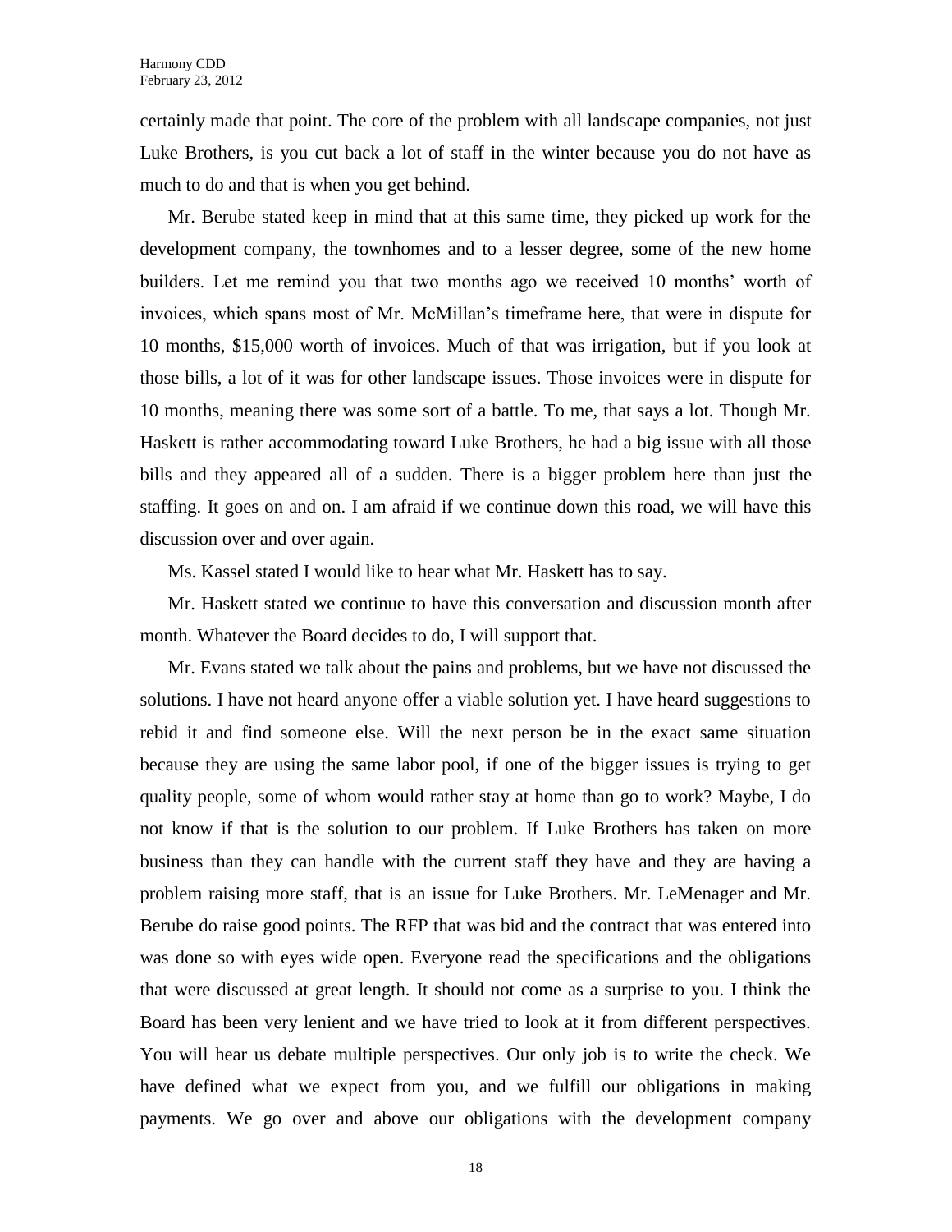certainly made that point. The core of the problem with all landscape companies, not just Luke Brothers, is you cut back a lot of staff in the winter because you do not have as much to do and that is when you get behind.

Mr. Berube stated keep in mind that at this same time, they picked up work for the development company, the townhomes and to a lesser degree, some of the new home builders. Let me remind you that two months ago we received 10 months' worth of invoices, which spans most of Mr. McMillan's timeframe here, that were in dispute for 10 months, $15,000 worth of invoices. Much of that was irrigation, but if you look at those bills, a lot of it was for other landscape issues. Those invoices were in dispute for 10 months, meaning there was some sort of a battle. To me, that says a lot. Though Mr. Haskett is rather accommodating toward Luke Brothers, he had a big issue with all those bills and they appeared all of a sudden. There is a bigger problem here than just the staffing. It goes on and on. I am afraid if we continue down this road, we will have this discussion over and over again.

Ms. Kassel stated I would like to hear what Mr. Haskett has to say.

Mr. Haskett stated we continue to have this conversation and discussion month after month. Whatever the Board decides to do, I will support that.

Mr. Evans stated we talk about the pains and problems, but we have not discussed the solutions. I have not heard anyone offer a viable solution yet. I have heard suggestions to rebid it and find someone else. Will the next person be in the exact same situation because they are using the same labor pool, if one of the bigger issues is trying to get quality people, some of whom would rather stay at home than go to work? Maybe, I do not know if that is the solution to our problem. If Luke Brothers has taken on more business than they can handle with the current staff they have and they are having a problem raising more staff, that is an issue for Luke Brothers. Mr. LeMenager and Mr. Berube do raise good points. The RFP that was bid and the contract that was entered into was done so with eyes wide open. Everyone read the specifications and the obligations that were discussed at great length. It should not come as a surprise to you. I think the Board has been very lenient and we have tried to look at it from different perspectives. You will hear us debate multiple perspectives. Our only job is to write the check. We have defined what we expect from you, and we fulfill our obligations in making payments. We go over and above our obligations with the development company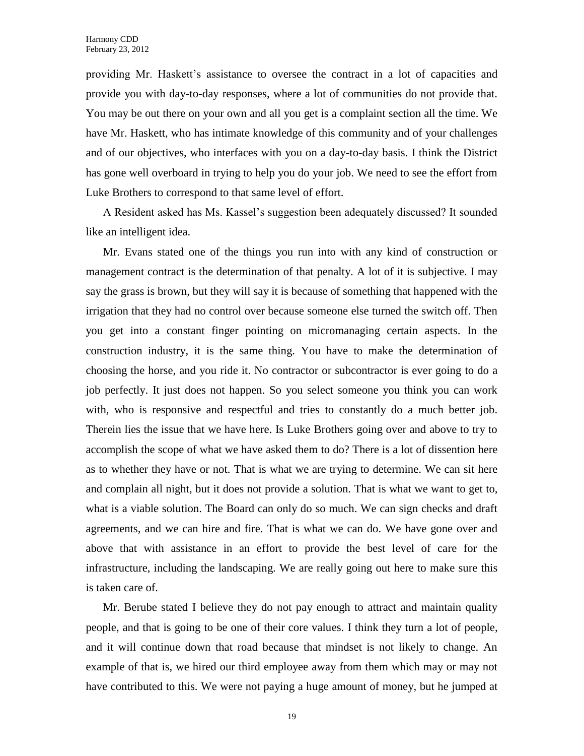providing Mr. Haskett's assistance to oversee the contract in a lot of capacities and provide you with day-to-day responses, where a lot of communities do not provide that. You may be out there on your own and all you get is a complaint section all the time. We have Mr. Haskett, who has intimate knowledge of this community and of your challenges and of our objectives, who interfaces with you on a day-to-day basis. I think the District has gone well overboard in trying to help you do your job. We need to see the effort from Luke Brothers to correspond to that same level of effort.

A Resident asked has Ms. Kassel's suggestion been adequately discussed? It sounded like an intelligent idea.

Mr. Evans stated one of the things you run into with any kind of construction or management contract is the determination of that penalty. A lot of it is subjective. I may say the grass is brown, but they will say it is because of something that happened with the irrigation that they had no control over because someone else turned the switch off. Then you get into a constant finger pointing on micromanaging certain aspects. In the construction industry, it is the same thing. You have to make the determination of choosing the horse, and you ride it. No contractor or subcontractor is ever going to do a job perfectly. It just does not happen. So you select someone you think you can work with, who is responsive and respectful and tries to constantly do a much better job. Therein lies the issue that we have here. Is Luke Brothers going over and above to try to accomplish the scope of what we have asked them to do? There is a lot of dissention here as to whether they have or not. That is what we are trying to determine. We can sit here and complain all night, but it does not provide a solution. That is what we want to get to, what is a viable solution. The Board can only do so much. We can sign checks and draft agreements, and we can hire and fire. That is what we can do. We have gone over and above that with assistance in an effort to provide the best level of care for the infrastructure, including the landscaping. We are really going out here to make sure this is taken care of.

Mr. Berube stated I believe they do not pay enough to attract and maintain quality people, and that is going to be one of their core values. I think they turn a lot of people, and it will continue down that road because that mindset is not likely to change. An example of that is, we hired our third employee away from them which may or may not have contributed to this. We were not paying a huge amount of money, but he jumped at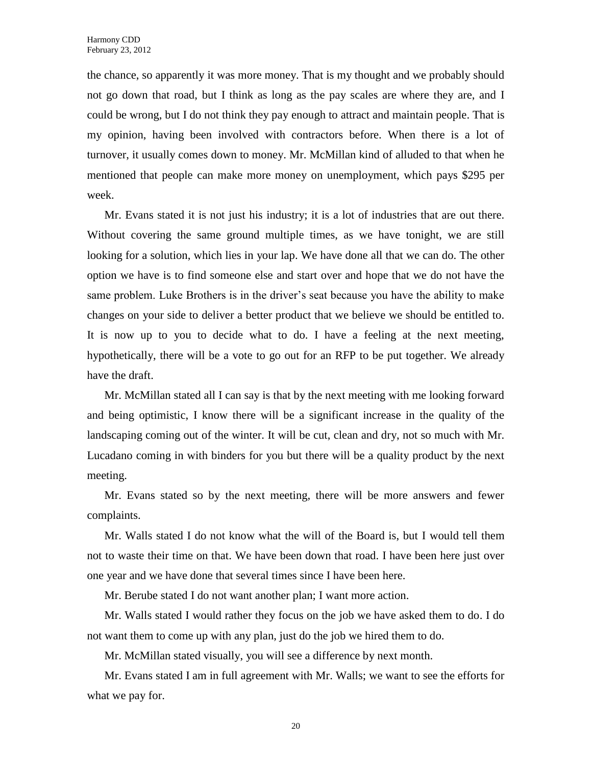the chance, so apparently it was more money. That is my thought and we probably should not go down that road, but I think as long as the pay scales are where they are, and I could be wrong, but I do not think they pay enough to attract and maintain people. That is my opinion, having been involved with contractors before. When there is a lot of turnover, it usually comes down to money. Mr. McMillan kind of alluded to that when he mentioned that people can make more money on unemployment, which pays $295 per week.

Mr. Evans stated it is not just his industry; it is a lot of industries that are out there. Without covering the same ground multiple times, as we have tonight, we are still looking for a solution, which lies in your lap. We have done all that we can do. The other option we have is to find someone else and start over and hope that we do not have the same problem. Luke Brothers is in the driver's seat because you have the ability to make changes on your side to deliver a better product that we believe we should be entitled to. It is now up to you to decide what to do. I have a feeling at the next meeting, hypothetically, there will be a vote to go out for an RFP to be put together. We already have the draft.

Mr. McMillan stated all I can say is that by the next meeting with me looking forward and being optimistic, I know there will be a significant increase in the quality of the landscaping coming out of the winter. It will be cut, clean and dry, not so much with Mr. Lucadano coming in with binders for you but there will be a quality product by the next meeting.

Mr. Evans stated so by the next meeting, there will be more answers and fewer complaints.

Mr. Walls stated I do not know what the will of the Board is, but I would tell them not to waste their time on that. We have been down that road. I have been here just over one year and we have done that several times since I have been here.

Mr. Berube stated I do not want another plan; I want more action.

Mr. Walls stated I would rather they focus on the job we have asked them to do. I do not want them to come up with any plan, just do the job we hired them to do.

Mr. McMillan stated visually, you will see a difference by next month.

Mr. Evans stated I am in full agreement with Mr. Walls; we want to see the efforts for what we pay for.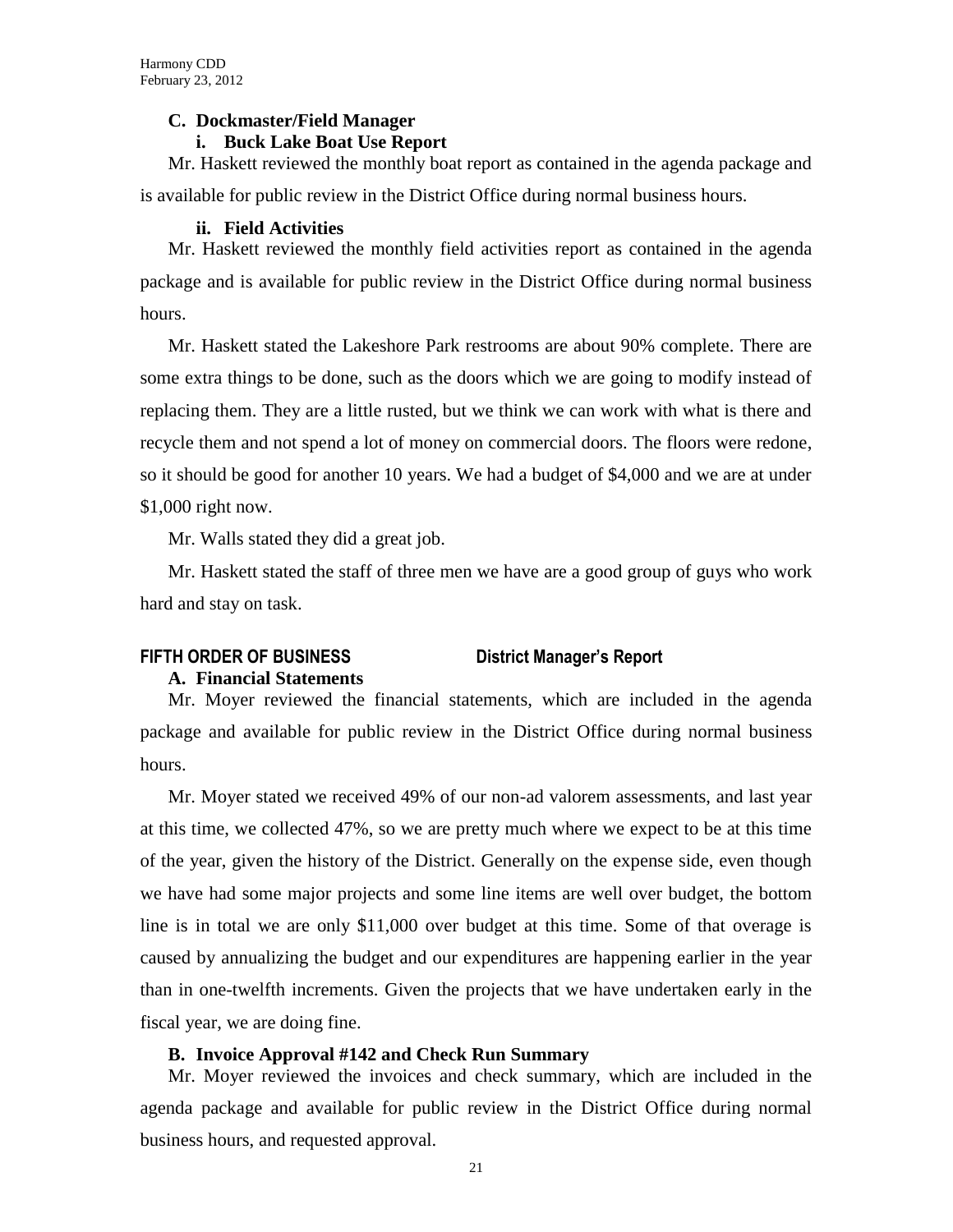### C. Dockmaster/Field Manager

#### i. Buck Lake Boat Use Report

Mr. Haskett reviewed the monthly boat report as contained in the agenda package and is available for public review in the District Office during normal business hours.

#### ii. Field Activities

Mr. Haskett reviewed the monthly field activities report as contained in the agenda package and is available for public review in the District Office during normal business hours.

Mr. Haskett stated the Lakeshore Park restrooms are about 90% complete. There are some extra things to be done, such as the doors which we are going to modify instead of replacing them. They are a little rusted, but we think we can work with what is there and recycle them and not spend a lot of money on commercial doors. The floors were redone, so it should be good for another 10 years. We had a budget of $4,000 and we are at under $1,000 right now.

Mr. Walls stated they did a great job.

Mr. Haskett stated the staff of three men we have are a good group of guys who work hard and stay on task.

## FIFTH ORDER OF BUSINESS — District Manager's Report

### A. Financial Statements

Mr. Moyer reviewed the financial statements, which are included in the agenda package and available for public review in the District Office during normal business hours.

Mr. Moyer stated we received 49% of our non-ad valorem assessments, and last year at this time, we collected 47%, so we are pretty much where we expect to be at this time of the year, given the history of the District. Generally on the expense side, even though we have had some major projects and some line items are well over budget, the bottom line is in total we are only $11,000 over budget at this time. Some of that overage is caused by annualizing the budget and our expenditures are happening earlier in the year than in one-twelfth increments. Given the projects that we have undertaken early in the fiscal year, we are doing fine.

### B. Invoice Approval #142 and Check Run Summary

Mr. Moyer reviewed the invoices and check summary, which are included in the agenda package and available for public review in the District Office during normal business hours, and requested approval.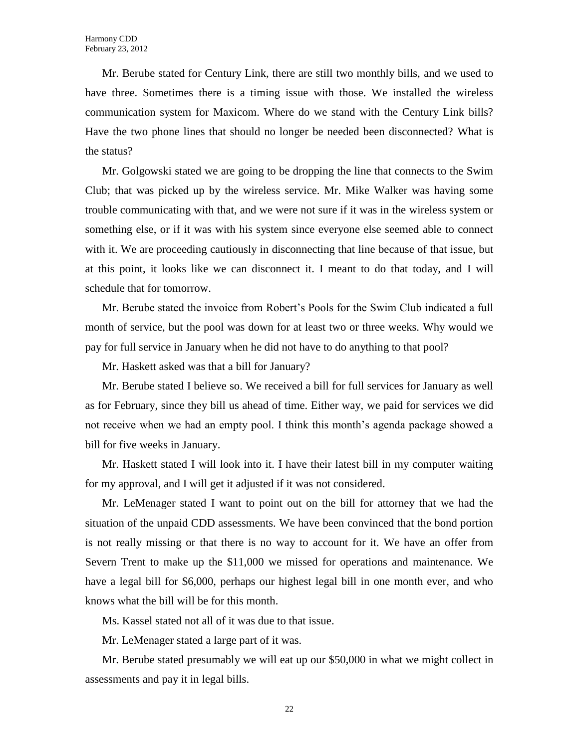Mr. Berube stated for Century Link, there are still two monthly bills, and we used to have three. Sometimes there is a timing issue with those. We installed the wireless communication system for Maxicom. Where do we stand with the Century Link bills? Have the two phone lines that should no longer be needed been disconnected? What is the status?

Mr. Golgowski stated we are going to be dropping the line that connects to the Swim Club; that was picked up by the wireless service. Mr. Mike Walker was having some trouble communicating with that, and we were not sure if it was in the wireless system or something else, or if it was with his system since everyone else seemed able to connect with it. We are proceeding cautiously in disconnecting that line because of that issue, but at this point, it looks like we can disconnect it. I meant to do that today, and I will schedule that for tomorrow.

Mr. Berube stated the invoice from Robert's Pools for the Swim Club indicated a full month of service, but the pool was down for at least two or three weeks. Why would we pay for full service in January when he did not have to do anything to that pool?

Mr. Haskett asked was that a bill for January?

Mr. Berube stated I believe so. We received a bill for full services for January as well as for February, since they bill us ahead of time. Either way, we paid for services we did not receive when we had an empty pool. I think this month's agenda package showed a bill for five weeks in January.

Mr. Haskett stated I will look into it. I have their latest bill in my computer waiting for my approval, and I will get it adjusted if it was not considered.

Mr. LeMenager stated I want to point out on the bill for attorney that we had the situation of the unpaid CDD assessments. We have been convinced that the bond portion is not really missing or that there is no way to account for it. We have an offer from Severn Trent to make up the $11,000 we missed for operations and maintenance. We have a legal bill for $6,000, perhaps our highest legal bill in one month ever, and who knows what the bill will be for this month.

Ms. Kassel stated not all of it was due to that issue.

Mr. LeMenager stated a large part of it was.

Mr. Berube stated presumably we will eat up our $50,000 in what we might collect in assessments and pay it in legal bills.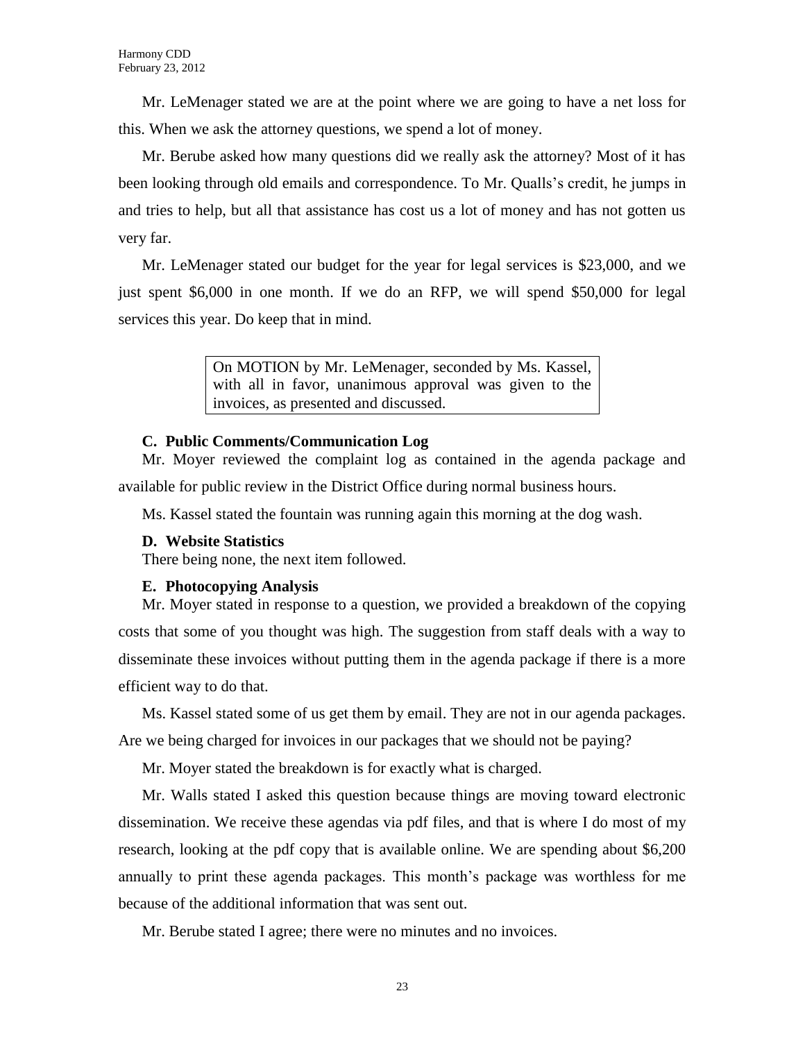Mr. LeMenager stated we are at the point where we are going to have a net loss for this. When we ask the attorney questions, we spend a lot of money.

Mr. Berube asked how many questions did we really ask the attorney? Most of it has been looking through old emails and correspondence. To Mr. Qualls's credit, he jumps in and tries to help, but all that assistance has cost us a lot of money and has not gotten us very far.

Mr. LeMenager stated our budget for the year for legal services is $23,000, and we just spent $6,000 in one month. If we do an RFP, we will spend $50,000 for legal services this year. Do keep that in mind.

> On MOTION by Mr. LeMenager, seconded by Ms. Kassel, with all in favor, unanimous approval was given to the invoices, as presented and discussed.

**C. Public Comments/Communication Log**

Mr. Moyer reviewed the complaint log as contained in the agenda package and available for public review in the District Office during normal business hours.

Ms. Kassel stated the fountain was running again this morning at the dog wash.

**D. Website Statistics**

There being none, the next item followed.

**E. Photocopying Analysis**

Mr. Moyer stated in response to a question, we provided a breakdown of the copying costs that some of you thought was high. The suggestion from staff deals with a way to disseminate these invoices without putting them in the agenda package if there is a more efficient way to do that.

Ms. Kassel stated some of us get them by email. They are not in our agenda packages. Are we being charged for invoices in our packages that we should not be paying?

Mr. Moyer stated the breakdown is for exactly what is charged.

Mr. Walls stated I asked this question because things are moving toward electronic dissemination. We receive these agendas via pdf files, and that is where I do most of my research, looking at the pdf copy that is available online. We are spending about $6,200 annually to print these agenda packages. This month's package was worthless for me because of the additional information that was sent out.

Mr. Berube stated I agree; there were no minutes and no invoices.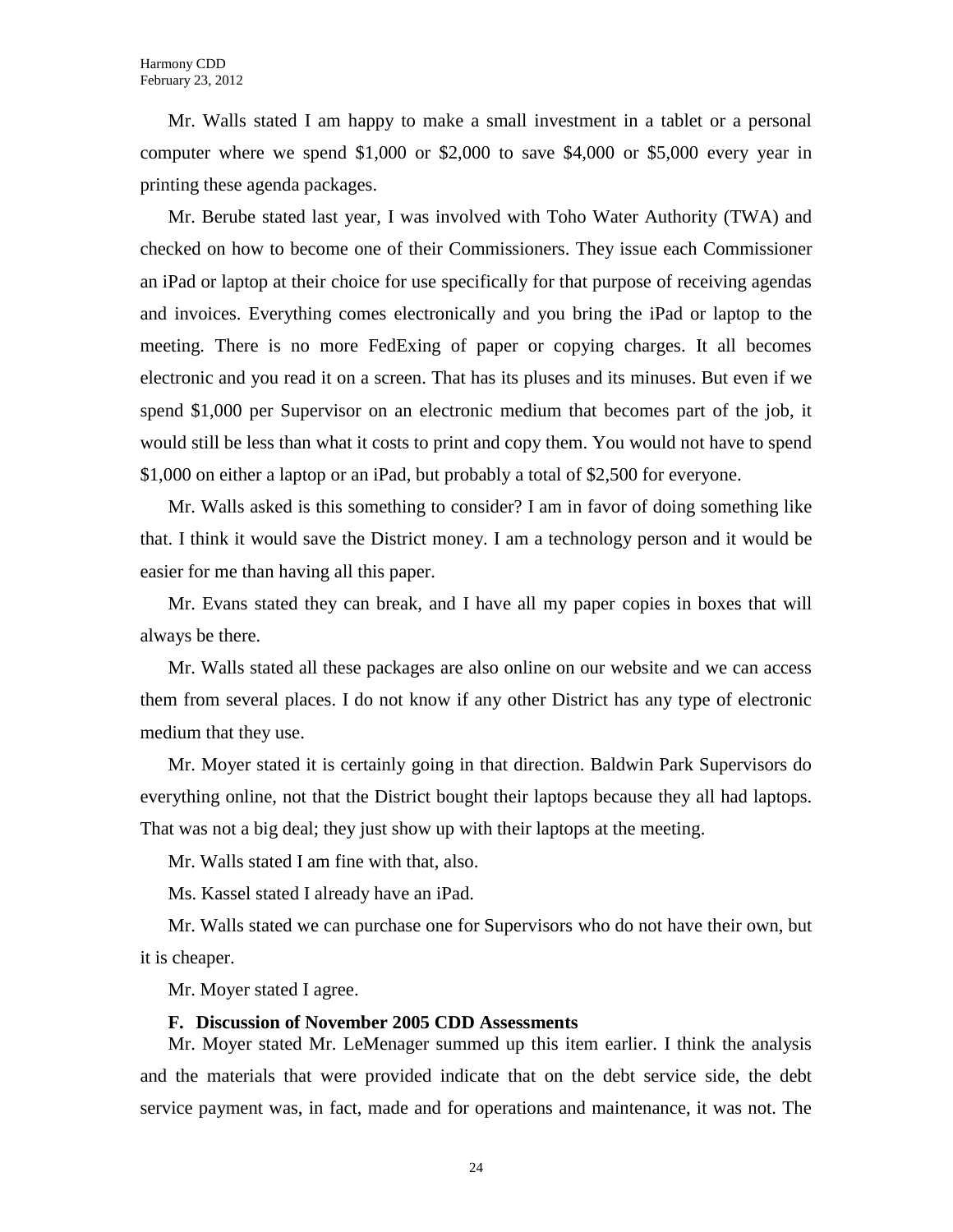Mr. Walls stated I am happy to make a small investment in a tablet or a personal computer where we spend $1,000 or $2,000 to save $4,000 or $5,000 every year in printing these agenda packages.

Mr. Berube stated last year, I was involved with Toho Water Authority (TWA) and checked on how to become one of their Commissioners. They issue each Commissioner an iPad or laptop at their choice for use specifically for that purpose of receiving agendas and invoices. Everything comes electronically and you bring the iPad or laptop to the meeting. There is no more FedExing of paper or copying charges. It all becomes electronic and you read it on a screen. That has its pluses and its minuses. But even if we spend $1,000 per Supervisor on an electronic medium that becomes part of the job, it would still be less than what it costs to print and copy them. You would not have to spend $1,000 on either a laptop or an iPad, but probably a total of $2,500 for everyone.

Mr. Walls asked is this something to consider? I am in favor of doing something like that. I think it would save the District money. I am a technology person and it would be easier for me than having all this paper.

Mr. Evans stated they can break, and I have all my paper copies in boxes that will always be there.

Mr. Walls stated all these packages are also online on our website and we can access them from several places. I do not know if any other District has any type of electronic medium that they use.

Mr. Moyer stated it is certainly going in that direction. Baldwin Park Supervisors do everything online, not that the District bought their laptops because they all had laptops. That was not a big deal; they just show up with their laptops at the meeting.

Mr. Walls stated I am fine with that, also.

Ms. Kassel stated I already have an iPad.

Mr. Walls stated we can purchase one for Supervisors who do not have their own, but it is cheaper.

Mr. Moyer stated I agree.

**F. Discussion of November 2005 CDD Assessments**

Mr. Moyer stated Mr. LeMenager summed up this item earlier. I think the analysis and the materials that were provided indicate that on the debt service side, the debt service payment was, in fact, made and for operations and maintenance, it was not. The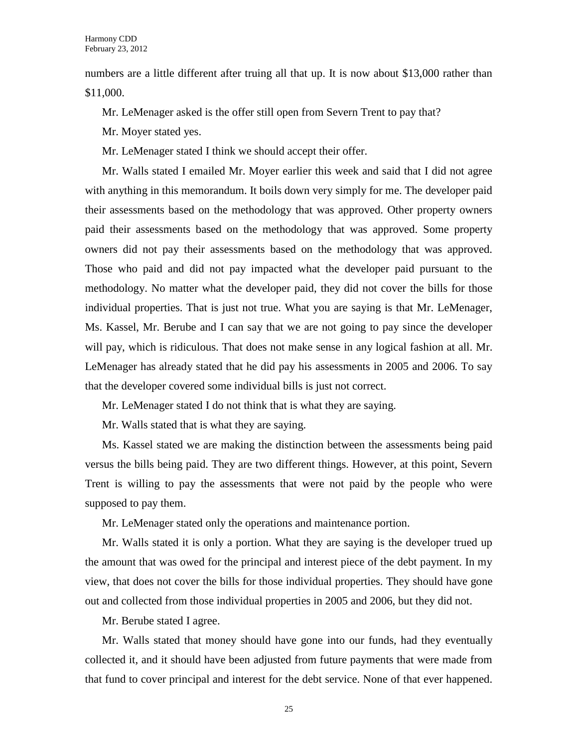numbers are a little different after truing all that up. It is now about $13,000 rather than $11,000.

Mr. LeMenager asked is the offer still open from Severn Trent to pay that?

Mr. Moyer stated yes.

Mr. LeMenager stated I think we should accept their offer.

Mr. Walls stated I emailed Mr. Moyer earlier this week and said that I did not agree with anything in this memorandum. It boils down very simply for me. The developer paid their assessments based on the methodology that was approved. Other property owners paid their assessments based on the methodology that was approved. Some property owners did not pay their assessments based on the methodology that was approved. Those who paid and did not pay impacted what the developer paid pursuant to the methodology. No matter what the developer paid, they did not cover the bills for those individual properties. That is just not true. What you are saying is that Mr. LeMenager, Ms. Kassel, Mr. Berube and I can say that we are not going to pay since the developer will pay, which is ridiculous. That does not make sense in any logical fashion at all. Mr. LeMenager has already stated that he did pay his assessments in 2005 and 2006. To say that the developer covered some individual bills is just not correct.

Mr. LeMenager stated I do not think that is what they are saying.

Mr. Walls stated that is what they are saying.

Ms. Kassel stated we are making the distinction between the assessments being paid versus the bills being paid. They are two different things. However, at this point, Severn Trent is willing to pay the assessments that were not paid by the people who were supposed to pay them.

Mr. LeMenager stated only the operations and maintenance portion.

Mr. Walls stated it is only a portion. What they are saying is the developer trued up the amount that was owed for the principal and interest piece of the debt payment. In my view, that does not cover the bills for those individual properties. They should have gone out and collected from those individual properties in 2005 and 2006, but they did not.

Mr. Berube stated I agree.

Mr. Walls stated that money should have gone into our funds, had they eventually collected it, and it should have been adjusted from future payments that were made from that fund to cover principal and interest for the debt service. None of that ever happened.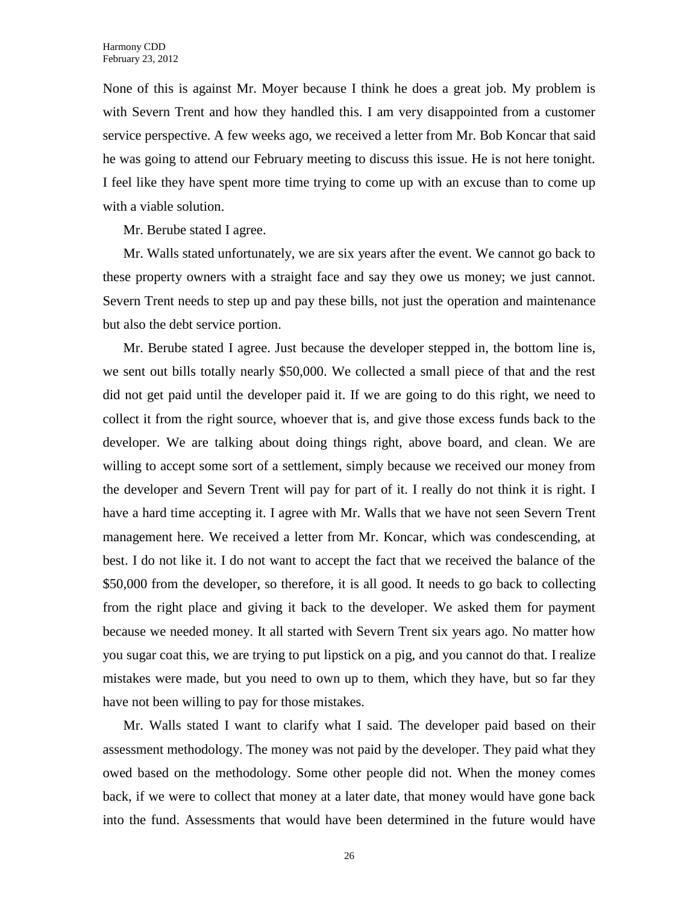None of this is against Mr. Moyer because I think he does a great job. My problem is with Severn Trent and how they handled this. I am very disappointed from a customer service perspective. A few weeks ago, we received a letter from Mr. Bob Koncar that said he was going to attend our February meeting to discuss this issue. He is not here tonight. I feel like they have spent more time trying to come up with an excuse than to come up with a viable solution.

Mr. Berube stated I agree.

Mr. Walls stated unfortunately, we are six years after the event. We cannot go back to these property owners with a straight face and say they owe us money; we just cannot. Severn Trent needs to step up and pay these bills, not just the operation and maintenance but also the debt service portion.

Mr. Berube stated I agree. Just because the developer stepped in, the bottom line is, we sent out bills totally nearly $50,000. We collected a small piece of that and the rest did not get paid until the developer paid it. If we are going to do this right, we need to collect it from the right source, whoever that is, and give those excess funds back to the developer. We are talking about doing things right, above board, and clean. We are willing to accept some sort of a settlement, simply because we received our money from the developer and Severn Trent will pay for part of it. I really do not think it is right. I have a hard time accepting it. I agree with Mr. Walls that we have not seen Severn Trent management here. We received a letter from Mr. Koncar, which was condescending, at best. I do not like it. I do not want to accept the fact that we received the balance of the $50,000 from the developer, so therefore, it is all good. It needs to go back to collecting from the right place and giving it back to the developer. We asked them for payment because we needed money. It all started with Severn Trent six years ago. No matter how you sugar coat this, we are trying to put lipstick on a pig, and you cannot do that. I realize mistakes were made, but you need to own up to them, which they have, but so far they have not been willing to pay for those mistakes.

Mr. Walls stated I want to clarify what I said. The developer paid based on their assessment methodology. The money was not paid by the developer. They paid what they owed based on the methodology. Some other people did not. When the money comes back, if we were to collect that money at a later date, that money would have gone back into the fund. Assessments that would have been determined in the future would have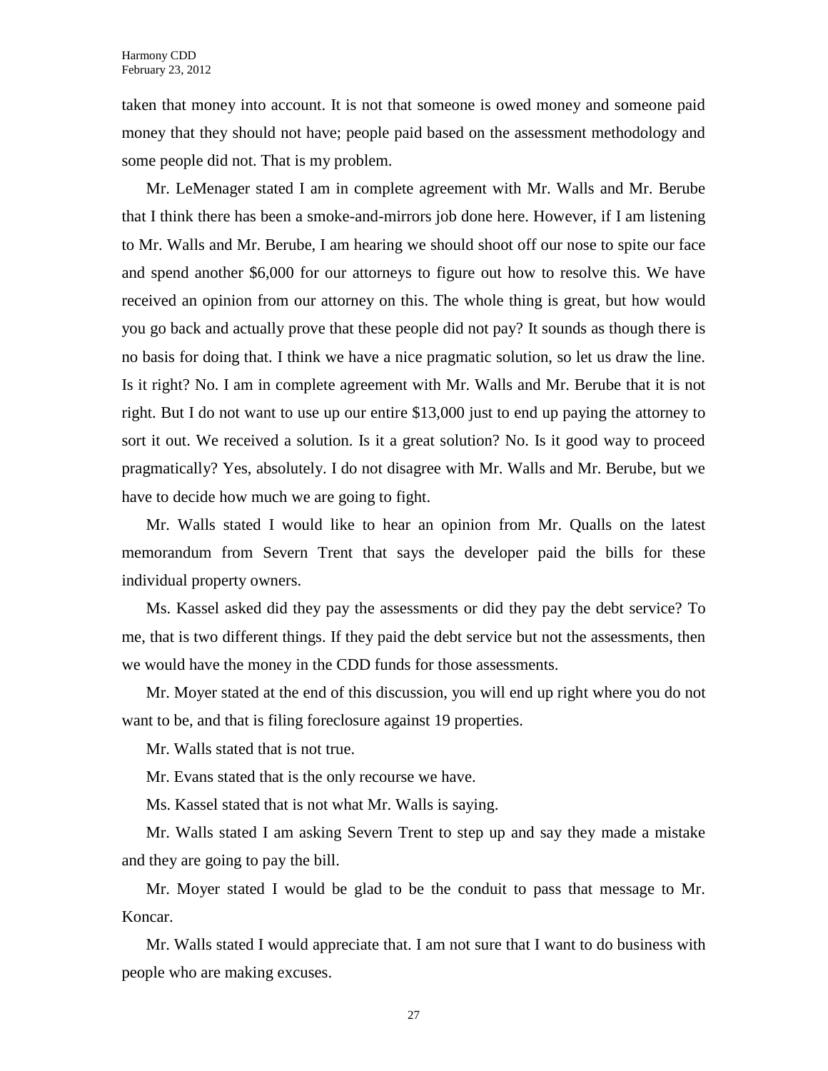taken that money into account. It is not that someone is owed money and someone paid money that they should not have; people paid based on the assessment methodology and some people did not. That is my problem.

Mr. LeMenager stated I am in complete agreement with Mr. Walls and Mr. Berube that I think there has been a smoke-and-mirrors job done here. However, if I am listening to Mr. Walls and Mr. Berube, I am hearing we should shoot off our nose to spite our face and spend another $6,000 for our attorneys to figure out how to resolve this. We have received an opinion from our attorney on this. The whole thing is great, but how would you go back and actually prove that these people did not pay? It sounds as though there is no basis for doing that. I think we have a nice pragmatic solution, so let us draw the line. Is it right? No. I am in complete agreement with Mr. Walls and Mr. Berube that it is not right. But I do not want to use up our entire $13,000 just to end up paying the attorney to sort it out. We received a solution. Is it a great solution? No. Is it good way to proceed pragmatically? Yes, absolutely. I do not disagree with Mr. Walls and Mr. Berube, but we have to decide how much we are going to fight.

Mr. Walls stated I would like to hear an opinion from Mr. Qualls on the latest memorandum from Severn Trent that says the developer paid the bills for these individual property owners.

Ms. Kassel asked did they pay the assessments or did they pay the debt service? To me, that is two different things. If they paid the debt service but not the assessments, then we would have the money in the CDD funds for those assessments.

Mr. Moyer stated at the end of this discussion, you will end up right where you do not want to be, and that is filing foreclosure against 19 properties.

Mr. Walls stated that is not true.

Mr. Evans stated that is the only recourse we have.

Ms. Kassel stated that is not what Mr. Walls is saying.

Mr. Walls stated I am asking Severn Trent to step up and say they made a mistake and they are going to pay the bill.

Mr. Moyer stated I would be glad to be the conduit to pass that message to Mr. Koncar.

Mr. Walls stated I would appreciate that. I am not sure that I want to do business with people who are making excuses.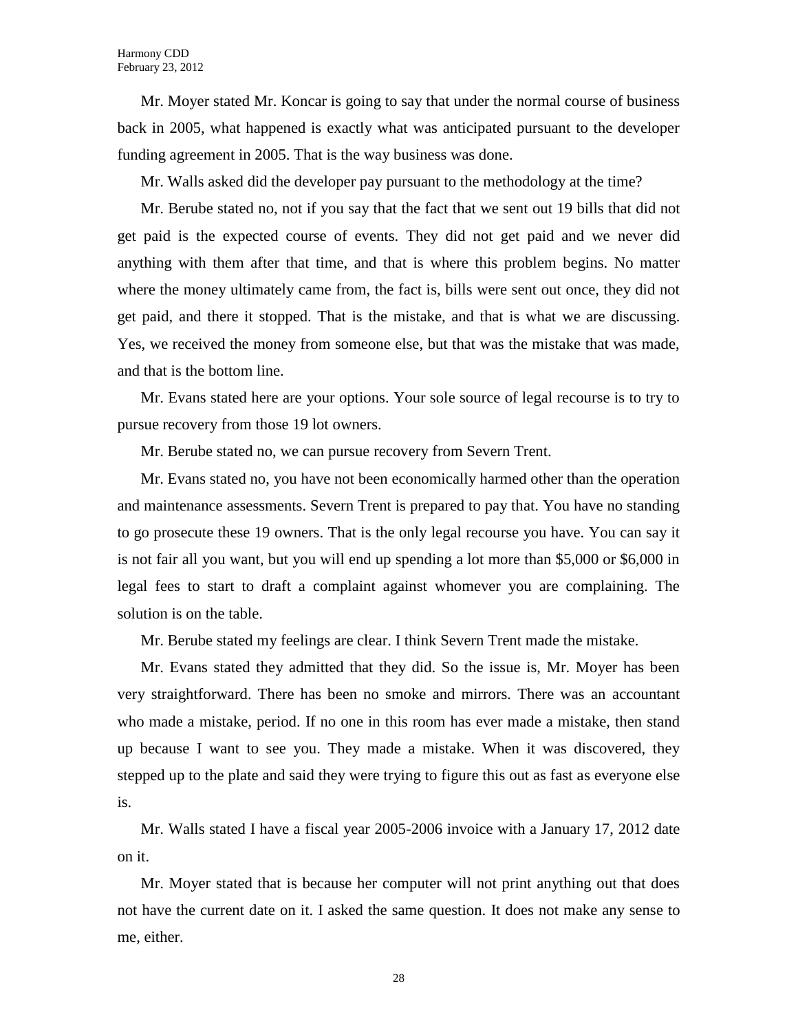Mr. Moyer stated Mr. Koncar is going to say that under the normal course of business back in 2005, what happened is exactly what was anticipated pursuant to the developer funding agreement in 2005. That is the way business was done.

Mr. Walls asked did the developer pay pursuant to the methodology at the time?

Mr. Berube stated no, not if you say that the fact that we sent out 19 bills that did not get paid is the expected course of events. They did not get paid and we never did anything with them after that time, and that is where this problem begins. No matter where the money ultimately came from, the fact is, bills were sent out once, they did not get paid, and there it stopped. That is the mistake, and that is what we are discussing. Yes, we received the money from someone else, but that was the mistake that was made, and that is the bottom line.

Mr. Evans stated here are your options. Your sole source of legal recourse is to try to pursue recovery from those 19 lot owners.

Mr. Berube stated no, we can pursue recovery from Severn Trent.

Mr. Evans stated no, you have not been economically harmed other than the operation and maintenance assessments. Severn Trent is prepared to pay that. You have no standing to go prosecute these 19 owners. That is the only legal recourse you have. You can say it is not fair all you want, but you will end up spending a lot more than $5,000 or $6,000 in legal fees to start to draft a complaint against whomever you are complaining. The solution is on the table.

Mr. Berube stated my feelings are clear. I think Severn Trent made the mistake.

Mr. Evans stated they admitted that they did. So the issue is, Mr. Moyer has been very straightforward. There has been no smoke and mirrors. There was an accountant who made a mistake, period. If no one in this room has ever made a mistake, then stand up because I want to see you. They made a mistake. When it was discovered, they stepped up to the plate and said they were trying to figure this out as fast as everyone else is.

Mr. Walls stated I have a fiscal year 2005-2006 invoice with a January 17, 2012 date on it.

Mr. Moyer stated that is because her computer will not print anything out that does not have the current date on it. I asked the same question. It does not make any sense to me, either.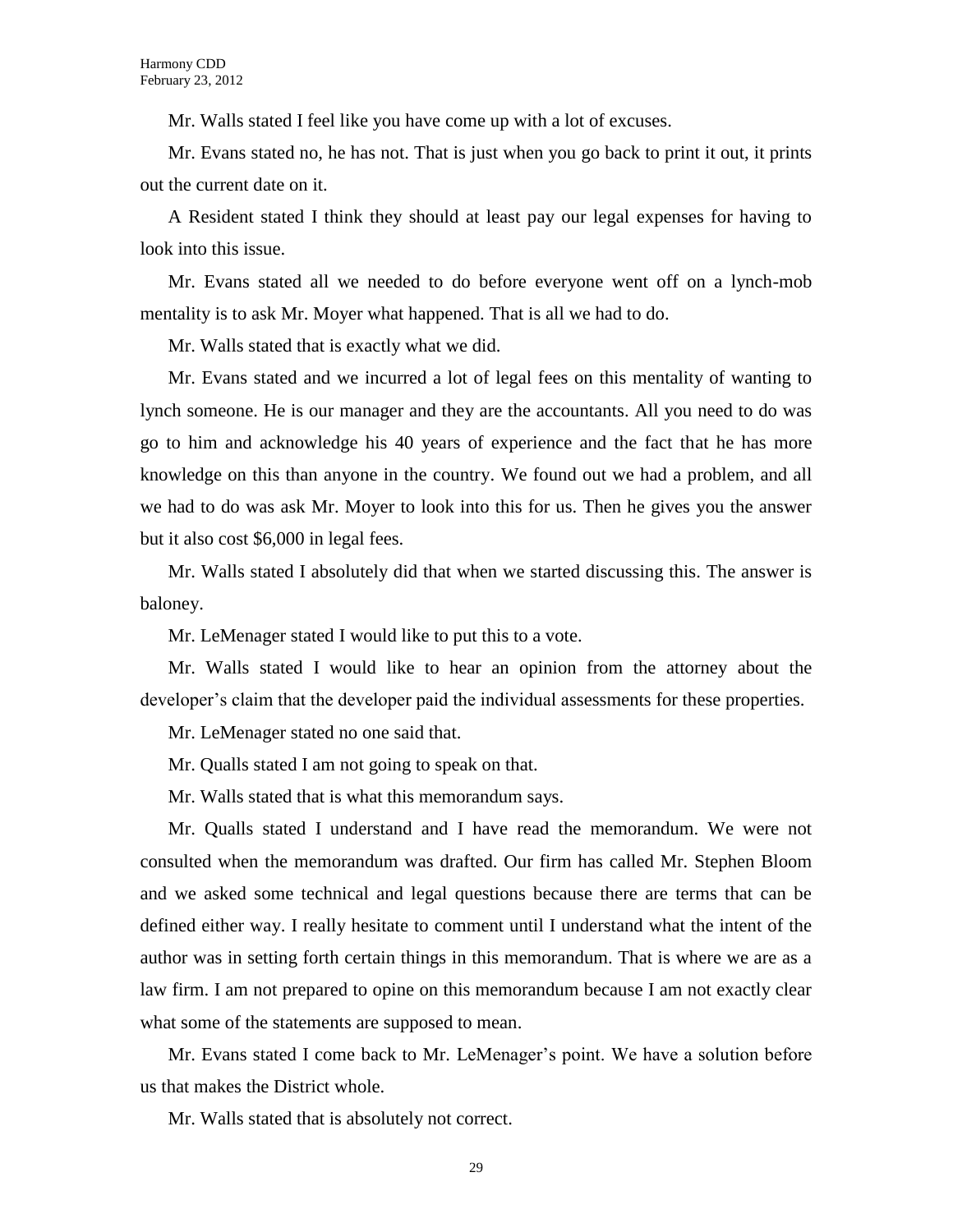Mr. Walls stated I feel like you have come up with a lot of excuses.

Mr. Evans stated no, he has not. That is just when you go back to print it out, it prints out the current date on it.

A Resident stated I think they should at least pay our legal expenses for having to look into this issue.

Mr. Evans stated all we needed to do before everyone went off on a lynch-mob mentality is to ask Mr. Moyer what happened. That is all we had to do.

Mr. Walls stated that is exactly what we did.

Mr. Evans stated and we incurred a lot of legal fees on this mentality of wanting to lynch someone. He is our manager and they are the accountants. All you need to do was go to him and acknowledge his 40 years of experience and the fact that he has more knowledge on this than anyone in the country. We found out we had a problem, and all we had to do was ask Mr. Moyer to look into this for us. Then he gives you the answer but it also cost $6,000 in legal fees.

Mr. Walls stated I absolutely did that when we started discussing this. The answer is baloney.

Mr. LeMenager stated I would like to put this to a vote.

Mr. Walls stated I would like to hear an opinion from the attorney about the developer's claim that the developer paid the individual assessments for these properties.

Mr. LeMenager stated no one said that.

Mr. Qualls stated I am not going to speak on that.

Mr. Walls stated that is what this memorandum says.

Mr. Qualls stated I understand and I have read the memorandum. We were not consulted when the memorandum was drafted. Our firm has called Mr. Stephen Bloom and we asked some technical and legal questions because there are terms that can be defined either way. I really hesitate to comment until I understand what the intent of the author was in setting forth certain things in this memorandum. That is where we are as a law firm. I am not prepared to opine on this memorandum because I am not exactly clear what some of the statements are supposed to mean.

Mr. Evans stated I come back to Mr. LeMenager's point. We have a solution before us that makes the District whole.

Mr. Walls stated that is absolutely not correct.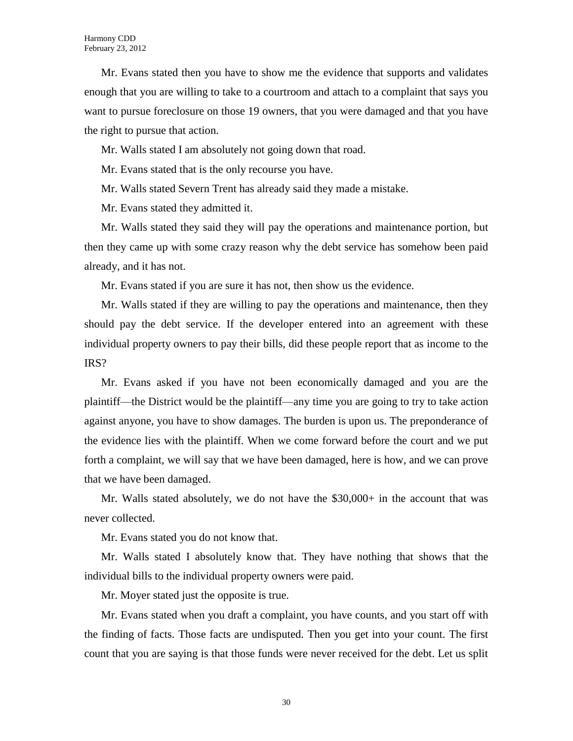Mr. Evans stated then you have to show me the evidence that supports and validates enough that you are willing to take to a courtroom and attach to a complaint that says you want to pursue foreclosure on those 19 owners, that you were damaged and that you have the right to pursue that action.

Mr. Walls stated I am absolutely not going down that road.

Mr. Evans stated that is the only recourse you have.

Mr. Walls stated Severn Trent has already said they made a mistake.

Mr. Evans stated they admitted it.

Mr. Walls stated they said they will pay the operations and maintenance portion, but then they came up with some crazy reason why the debt service has somehow been paid already, and it has not.

Mr. Evans stated if you are sure it has not, then show us the evidence.

Mr. Walls stated if they are willing to pay the operations and maintenance, then they should pay the debt service. If the developer entered into an agreement with these individual property owners to pay their bills, did these people report that as income to the IRS?

Mr. Evans asked if you have not been economically damaged and you are the plaintiff—the District would be the plaintiff—any time you are going to try to take action against anyone, you have to show damages. The burden is upon us. The preponderance of the evidence lies with the plaintiff. When we come forward before the court and we put forth a complaint, we will say that we have been damaged, here is how, and we can prove that we have been damaged.

Mr. Walls stated absolutely, we do not have the $30,000+ in the account that was never collected.

Mr. Evans stated you do not know that.

Mr. Walls stated I absolutely know that. They have nothing that shows that the individual bills to the individual property owners were paid.

Mr. Moyer stated just the opposite is true.

Mr. Evans stated when you draft a complaint, you have counts, and you start off with the finding of facts. Those facts are undisputed. Then you get into your count. The first count that you are saying is that those funds were never received for the debt. Let us split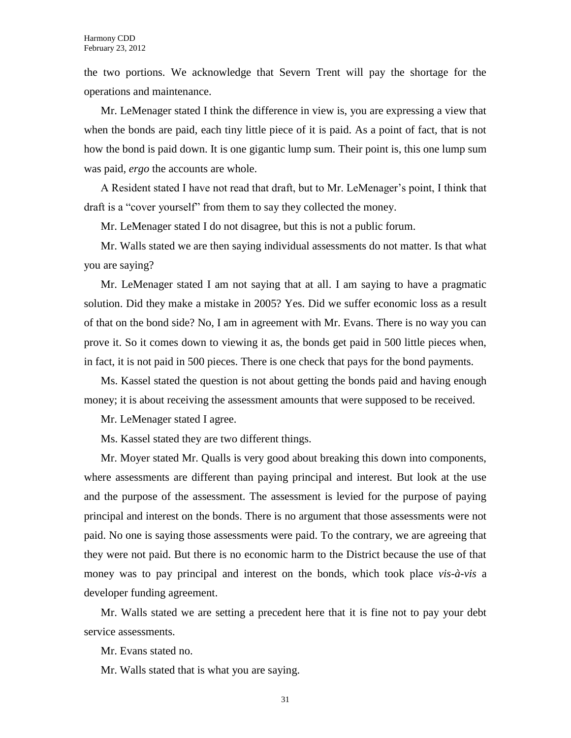the two portions. We acknowledge that Severn Trent will pay the shortage for the operations and maintenance.

Mr. LeMenager stated I think the difference in view is, you are expressing a view that when the bonds are paid, each tiny little piece of it is paid. As a point of fact, that is not how the bond is paid down. It is one gigantic lump sum. Their point is, this one lump sum was paid, *ergo* the accounts are whole.

A Resident stated I have not read that draft, but to Mr. LeMenager's point, I think that draft is a "cover yourself" from them to say they collected the money.

Mr. LeMenager stated I do not disagree, but this is not a public forum.

Mr. Walls stated we are then saying individual assessments do not matter. Is that what you are saying?

Mr. LeMenager stated I am not saying that at all. I am saying to have a pragmatic solution. Did they make a mistake in 2005? Yes. Did we suffer economic loss as a result of that on the bond side? No, I am in agreement with Mr. Evans. There is no way you can prove it. So it comes down to viewing it as, the bonds get paid in 500 little pieces when, in fact, it is not paid in 500 pieces. There is one check that pays for the bond payments.

Ms. Kassel stated the question is not about getting the bonds paid and having enough money; it is about receiving the assessment amounts that were supposed to be received.

Mr. LeMenager stated I agree.

Ms. Kassel stated they are two different things.

Mr. Moyer stated Mr. Qualls is very good about breaking this down into components, where assessments are different than paying principal and interest. But look at the use and the purpose of the assessment. The assessment is levied for the purpose of paying principal and interest on the bonds. There is no argument that those assessments were not paid. No one is saying those assessments were paid. To the contrary, we are agreeing that they were not paid. But there is no economic harm to the District because the use of that money was to pay principal and interest on the bonds, which took place *vis-à-vis* a developer funding agreement.

Mr. Walls stated we are setting a precedent here that it is fine not to pay your debt service assessments.

Mr. Evans stated no.

Mr. Walls stated that is what you are saying.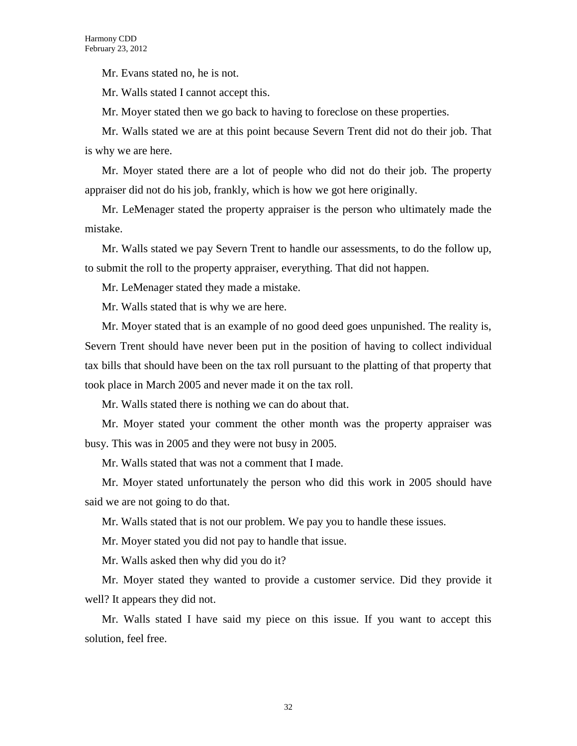Mr. Evans stated no, he is not.

Mr. Walls stated I cannot accept this.

Mr. Moyer stated then we go back to having to foreclose on these properties.

Mr. Walls stated we are at this point because Severn Trent did not do their job. That is why we are here.

Mr. Moyer stated there are a lot of people who did not do their job. The property appraiser did not do his job, frankly, which is how we got here originally.

Mr. LeMenager stated the property appraiser is the person who ultimately made the mistake.

Mr. Walls stated we pay Severn Trent to handle our assessments, to do the follow up, to submit the roll to the property appraiser, everything. That did not happen.

Mr. LeMenager stated they made a mistake.

Mr. Walls stated that is why we are here.

Mr. Moyer stated that is an example of no good deed goes unpunished. The reality is, Severn Trent should have never been put in the position of having to collect individual tax bills that should have been on the tax roll pursuant to the platting of that property that took place in March 2005 and never made it on the tax roll.

Mr. Walls stated there is nothing we can do about that.

Mr. Moyer stated your comment the other month was the property appraiser was busy. This was in 2005 and they were not busy in 2005.

Mr. Walls stated that was not a comment that I made.

Mr. Moyer stated unfortunately the person who did this work in 2005 should have said we are not going to do that.

Mr. Walls stated that is not our problem. We pay you to handle these issues.

Mr. Moyer stated you did not pay to handle that issue.

Mr. Walls asked then why did you do it?

Mr. Moyer stated they wanted to provide a customer service. Did they provide it well? It appears they did not.

Mr. Walls stated I have said my piece on this issue. If you want to accept this solution, feel free.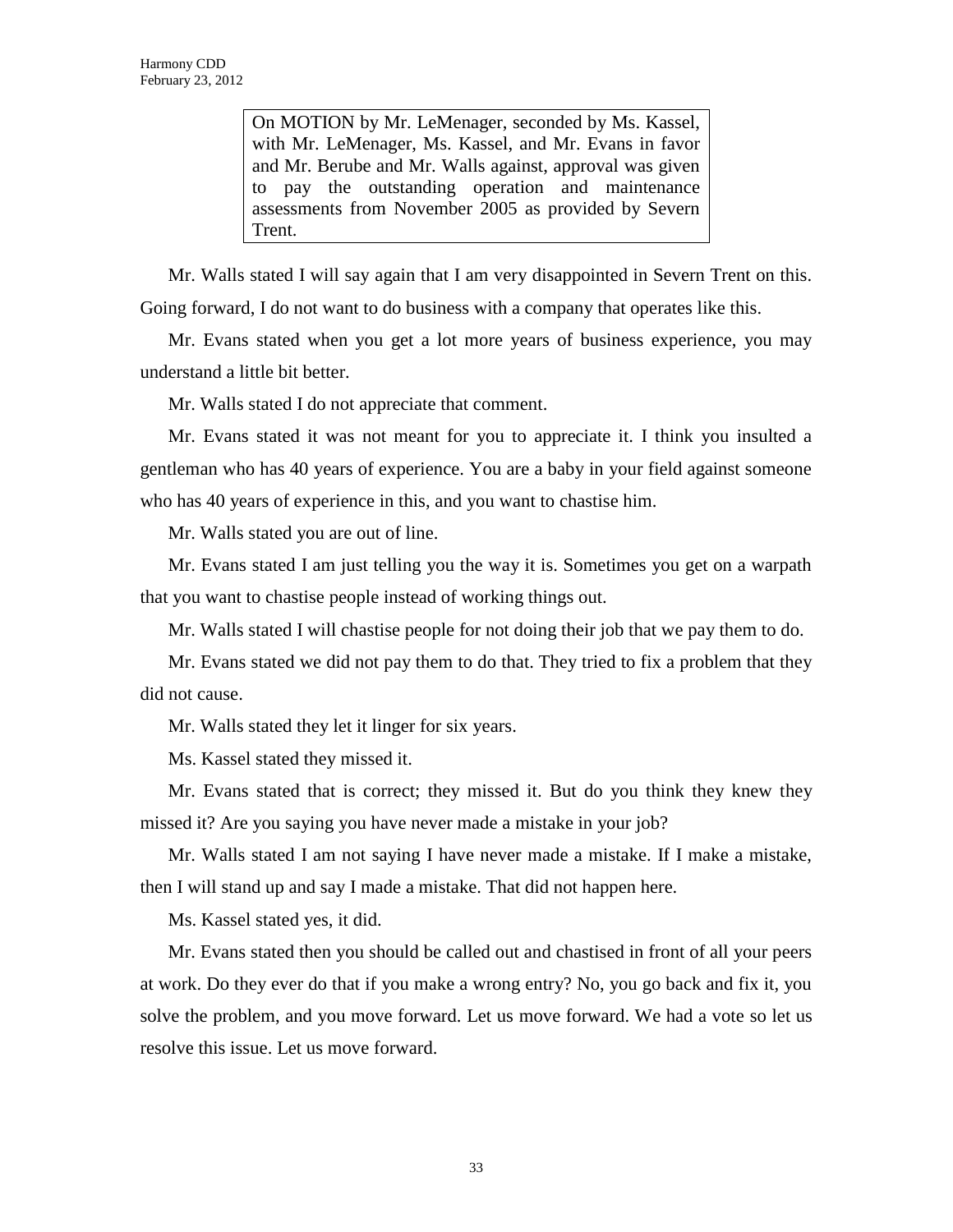> On MOTION by Mr. LeMenager, seconded by Ms. Kassel, with Mr. LeMenager, Ms. Kassel, and Mr. Evans in favor and Mr. Berube and Mr. Walls against, approval was given to pay the outstanding operation and maintenance assessments from November 2005 as provided by Severn Trent.

Mr. Walls stated I will say again that I am very disappointed in Severn Trent on this. Going forward, I do not want to do business with a company that operates like this.

Mr. Evans stated when you get a lot more years of business experience, you may understand a little bit better.

Mr. Walls stated I do not appreciate that comment.

Mr. Evans stated it was not meant for you to appreciate it. I think you insulted a gentleman who has 40 years of experience. You are a baby in your field against someone who has 40 years of experience in this, and you want to chastise him.

Mr. Walls stated you are out of line.

Mr. Evans stated I am just telling you the way it is. Sometimes you get on a warpath that you want to chastise people instead of working things out.

Mr. Walls stated I will chastise people for not doing their job that we pay them to do.

Mr. Evans stated we did not pay them to do that. They tried to fix a problem that they did not cause.

Mr. Walls stated they let it linger for six years.

Ms. Kassel stated they missed it.

Mr. Evans stated that is correct; they missed it. But do you think they knew they missed it? Are you saying you have never made a mistake in your job?

Mr. Walls stated I am not saying I have never made a mistake. If I make a mistake, then I will stand up and say I made a mistake. That did not happen here.

Ms. Kassel stated yes, it did.

Mr. Evans stated then you should be called out and chastised in front of all your peers at work. Do they ever do that if you make a wrong entry? No, you go back and fix it, you solve the problem, and you move forward. Let us move forward. We had a vote so let us resolve this issue. Let us move forward.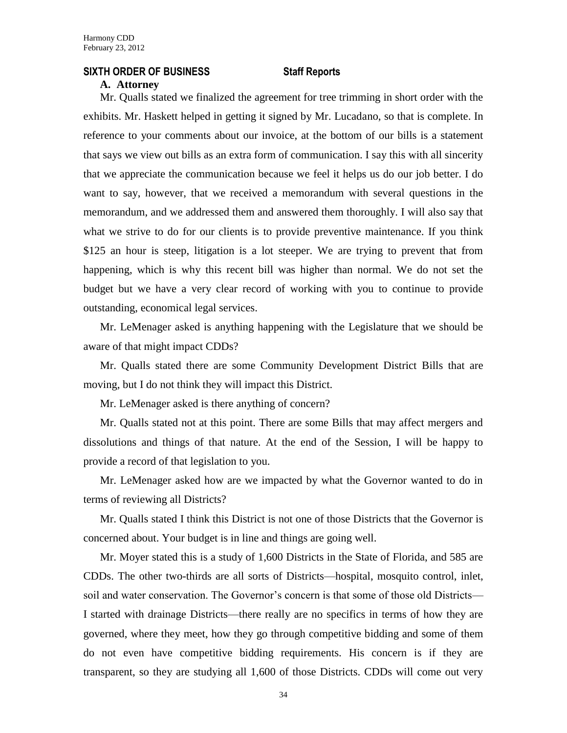## SIXTH ORDER OF BUSINESS Staff Reports

### A. Attorney

Mr. Qualls stated we finalized the agreement for tree trimming in short order with the exhibits. Mr. Haskett helped in getting it signed by Mr. Lucadano, so that is complete. In reference to your comments about our invoice, at the bottom of our bills is a statement that says we view out bills as an extra form of communication. I say this with all sincerity that we appreciate the communication because we feel it helps us do our job better. I do want to say, however, that we received a memorandum with several questions in the memorandum, and we addressed them and answered them thoroughly. I will also say that what we strive to do for our clients is to provide preventive maintenance. If you think $125 an hour is steep, litigation is a lot steeper. We are trying to prevent that from happening, which is why this recent bill was higher than normal. We do not set the budget but we have a very clear record of working with you to continue to provide outstanding, economical legal services.

Mr. LeMenager asked is anything happening with the Legislature that we should be aware of that might impact CDDs?

Mr. Qualls stated there are some Community Development District Bills that are moving, but I do not think they will impact this District.

Mr. LeMenager asked is there anything of concern?

Mr. Qualls stated not at this point. There are some Bills that may affect mergers and dissolutions and things of that nature. At the end of the Session, I will be happy to provide a record of that legislation to you.

Mr. LeMenager asked how are we impacted by what the Governor wanted to do in terms of reviewing all Districts?

Mr. Qualls stated I think this District is not one of those Districts that the Governor is concerned about. Your budget is in line and things are going well.

Mr. Moyer stated this is a study of 1,600 Districts in the State of Florida, and 585 are CDDs. The other two-thirds are all sorts of Districts—hospital, mosquito control, inlet, soil and water conservation. The Governor's concern is that some of those old Districts—I started with drainage Districts—there really are no specifics in terms of how they are governed, where they meet, how they go through competitive bidding and some of them do not even have competitive bidding requirements. His concern is if they are transparent, so they are studying all 1,600 of those Districts. CDDs will come out very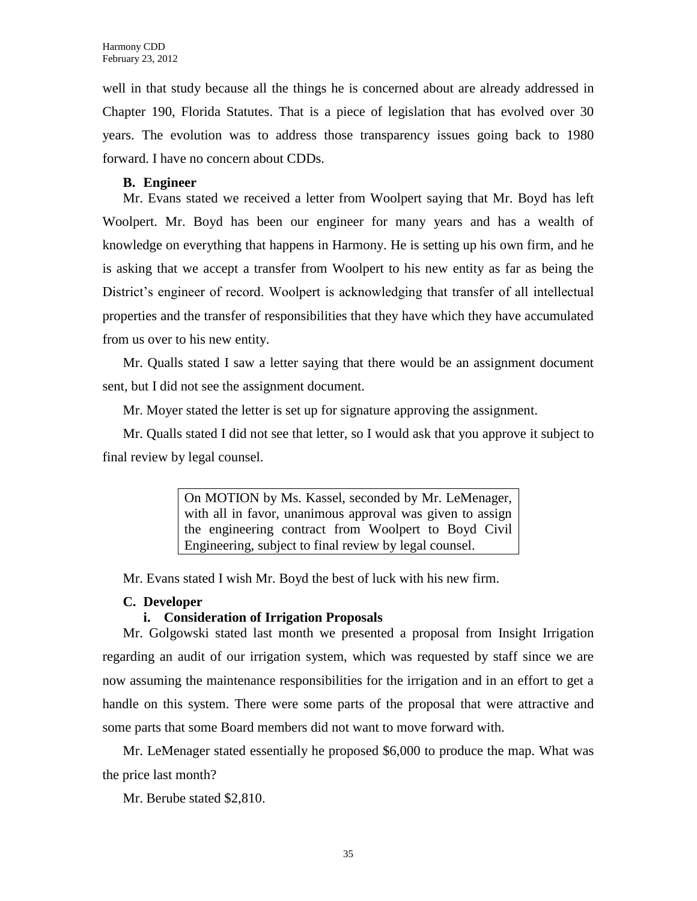well in that study because all the things he is concerned about are already addressed in Chapter 190, Florida Statutes. That is a piece of legislation that has evolved over 30 years. The evolution was to address those transparency issues going back to 1980 forward. I have no concern about CDDs.

**B. Engineer**

Mr. Evans stated we received a letter from Woolpert saying that Mr. Boyd has left Woolpert. Mr. Boyd has been our engineer for many years and has a wealth of knowledge on everything that happens in Harmony. He is setting up his own firm, and he is asking that we accept a transfer from Woolpert to his new entity as far as being the District's engineer of record. Woolpert is acknowledging that transfer of all intellectual properties and the transfer of responsibilities that they have which they have accumulated from us over to his new entity.

Mr. Qualls stated I saw a letter saying that there would be an assignment document sent, but I did not see the assignment document.

Mr. Moyer stated the letter is set up for signature approving the assignment.

Mr. Qualls stated I did not see that letter, so I would ask that you approve it subject to final review by legal counsel.

> On MOTION by Ms. Kassel, seconded by Mr. LeMenager, with all in favor, unanimous approval was given to assign the engineering contract from Woolpert to Boyd Civil Engineering, subject to final review by legal counsel.

Mr. Evans stated I wish Mr. Boyd the best of luck with his new firm.

**C. Developer**

**i. Consideration of Irrigation Proposals**

Mr. Golgowski stated last month we presented a proposal from Insight Irrigation regarding an audit of our irrigation system, which was requested by staff since we are now assuming the maintenance responsibilities for the irrigation and in an effort to get a handle on this system. There were some parts of the proposal that were attractive and some parts that some Board members did not want to move forward with.

Mr. LeMenager stated essentially he proposed $6,000 to produce the map. What was the price last month?

Mr. Berube stated $2,810.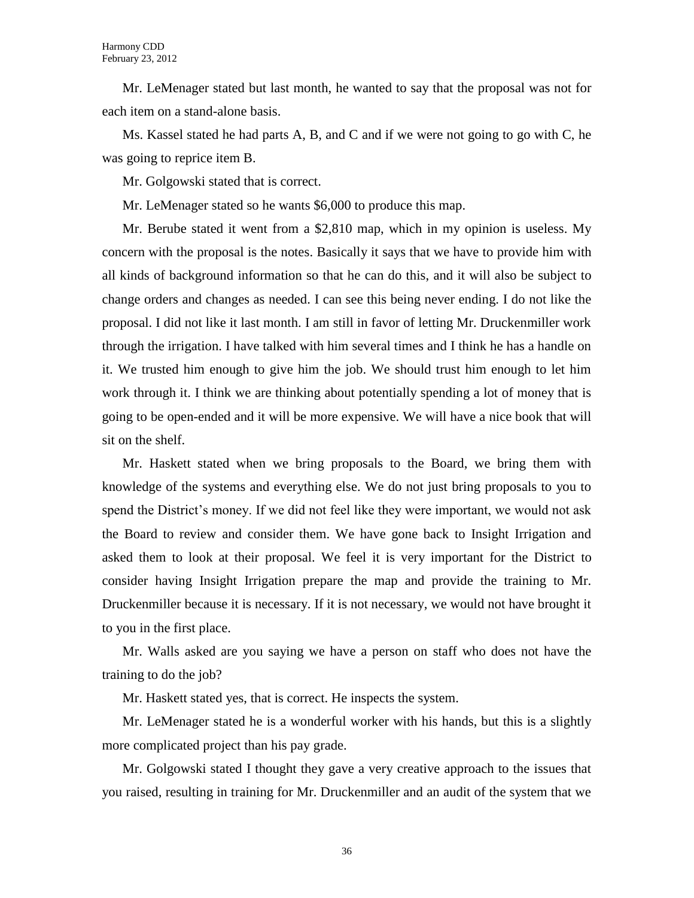Mr. LeMenager stated but last month, he wanted to say that the proposal was not for each item on a stand-alone basis.

Ms. Kassel stated he had parts A, B, and C and if we were not going to go with C, he was going to reprice item B.

Mr. Golgowski stated that is correct.

Mr. LeMenager stated so he wants $6,000 to produce this map.

Mr. Berube stated it went from a $2,810 map, which in my opinion is useless. My concern with the proposal is the notes. Basically it says that we have to provide him with all kinds of background information so that he can do this, and it will also be subject to change orders and changes as needed. I can see this being never ending. I do not like the proposal. I did not like it last month. I am still in favor of letting Mr. Druckenmiller work through the irrigation. I have talked with him several times and I think he has a handle on it. We trusted him enough to give him the job. We should trust him enough to let him work through it. I think we are thinking about potentially spending a lot of money that is going to be open-ended and it will be more expensive. We will have a nice book that will sit on the shelf.

Mr. Haskett stated when we bring proposals to the Board, we bring them with knowledge of the systems and everything else. We do not just bring proposals to you to spend the District's money. If we did not feel like they were important, we would not ask the Board to review and consider them. We have gone back to Insight Irrigation and asked them to look at their proposal. We feel it is very important for the District to consider having Insight Irrigation prepare the map and provide the training to Mr. Druckenmiller because it is necessary. If it is not necessary, we would not have brought it to you in the first place.

Mr. Walls asked are you saying we have a person on staff who does not have the training to do the job?

Mr. Haskett stated yes, that is correct. He inspects the system.

Mr. LeMenager stated he is a wonderful worker with his hands, but this is a slightly more complicated project than his pay grade.

Mr. Golgowski stated I thought they gave a very creative approach to the issues that you raised, resulting in training for Mr. Druckenmiller and an audit of the system that we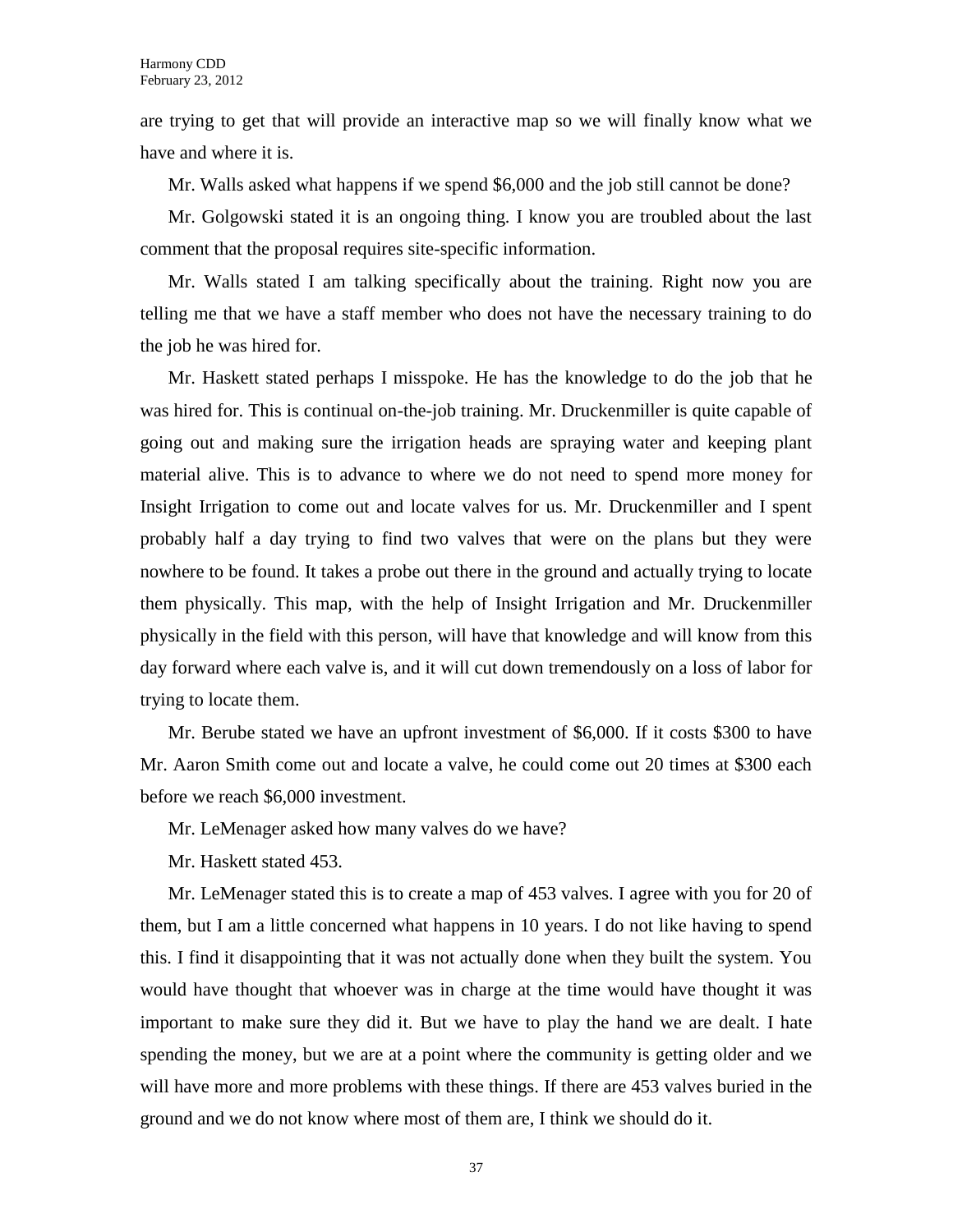are trying to get that will provide an interactive map so we will finally know what we have and where it is.

Mr. Walls asked what happens if we spend $6,000 and the job still cannot be done?

Mr. Golgowski stated it is an ongoing thing. I know you are troubled about the last comment that the proposal requires site-specific information.

Mr. Walls stated I am talking specifically about the training. Right now you are telling me that we have a staff member who does not have the necessary training to do the job he was hired for.

Mr. Haskett stated perhaps I misspoke. He has the knowledge to do the job that he was hired for. This is continual on-the-job training. Mr. Druckenmiller is quite capable of going out and making sure the irrigation heads are spraying water and keeping plant material alive. This is to advance to where we do not need to spend more money for Insight Irrigation to come out and locate valves for us. Mr. Druckenmiller and I spent probably half a day trying to find two valves that were on the plans but they were nowhere to be found. It takes a probe out there in the ground and actually trying to locate them physically. This map, with the help of Insight Irrigation and Mr. Druckenmiller physically in the field with this person, will have that knowledge and will know from this day forward where each valve is, and it will cut down tremendously on a loss of labor for trying to locate them.

Mr. Berube stated we have an upfront investment of $6,000. If it costs $300 to have Mr. Aaron Smith come out and locate a valve, he could come out 20 times at $300 each before we reach $6,000 investment.

Mr. LeMenager asked how many valves do we have?

Mr. Haskett stated 453.

Mr. LeMenager stated this is to create a map of 453 valves. I agree with you for 20 of them, but I am a little concerned what happens in 10 years. I do not like having to spend this. I find it disappointing that it was not actually done when they built the system. You would have thought that whoever was in charge at the time would have thought it was important to make sure they did it. But we have to play the hand we are dealt. I hate spending the money, but we are at a point where the community is getting older and we will have more and more problems with these things. If there are 453 valves buried in the ground and we do not know where most of them are, I think we should do it.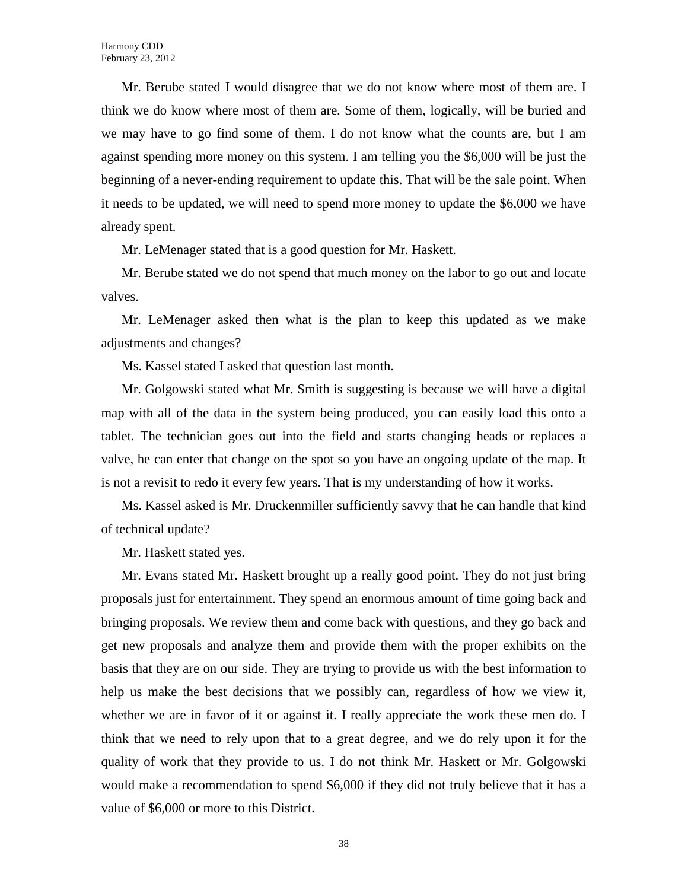Mr. Berube stated I would disagree that we do not know where most of them are. I think we do know where most of them are. Some of them, logically, will be buried and we may have to go find some of them. I do not know what the counts are, but I am against spending more money on this system. I am telling you the $6,000 will be just the beginning of a never-ending requirement to update this. That will be the sale point. When it needs to be updated, we will need to spend more money to update the $6,000 we have already spent.

Mr. LeMenager stated that is a good question for Mr. Haskett.

Mr. Berube stated we do not spend that much money on the labor to go out and locate valves.

Mr. LeMenager asked then what is the plan to keep this updated as we make adjustments and changes?

Ms. Kassel stated I asked that question last month.

Mr. Golgowski stated what Mr. Smith is suggesting is because we will have a digital map with all of the data in the system being produced, you can easily load this onto a tablet. The technician goes out into the field and starts changing heads or replaces a valve, he can enter that change on the spot so you have an ongoing update of the map. It is not a revisit to redo it every few years. That is my understanding of how it works.

Ms. Kassel asked is Mr. Druckenmiller sufficiently savvy that he can handle that kind of technical update?

Mr. Haskett stated yes.

Mr. Evans stated Mr. Haskett brought up a really good point. They do not just bring proposals just for entertainment. They spend an enormous amount of time going back and bringing proposals. We review them and come back with questions, and they go back and get new proposals and analyze them and provide them with the proper exhibits on the basis that they are on our side. They are trying to provide us with the best information to help us make the best decisions that we possibly can, regardless of how we view it, whether we are in favor of it or against it. I really appreciate the work these men do. I think that we need to rely upon that to a great degree, and we do rely upon it for the quality of work that they provide to us. I do not think Mr. Haskett or Mr. Golgowski would make a recommendation to spend $6,000 if they did not truly believe that it has a value of $6,000 or more to this District.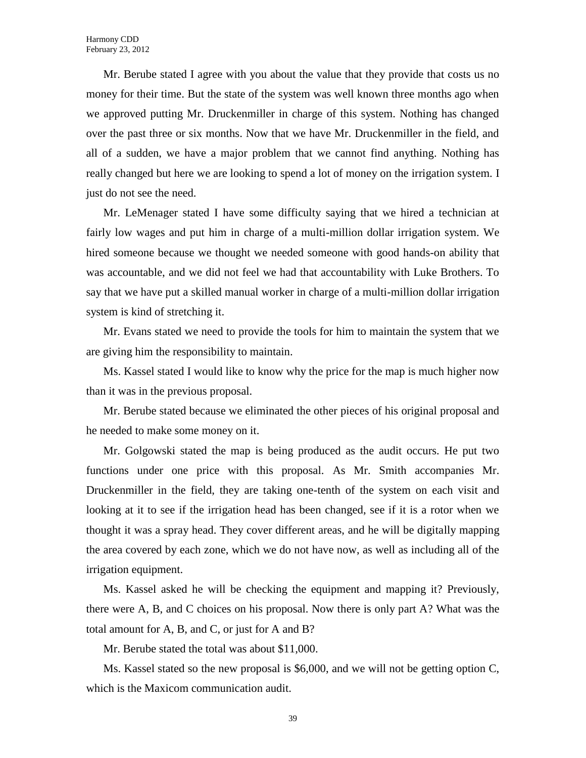Mr. Berube stated I agree with you about the value that they provide that costs us no money for their time. But the state of the system was well known three months ago when we approved putting Mr. Druckenmiller in charge of this system. Nothing has changed over the past three or six months. Now that we have Mr. Druckenmiller in the field, and all of a sudden, we have a major problem that we cannot find anything. Nothing has really changed but here we are looking to spend a lot of money on the irrigation system. I just do not see the need.

Mr. LeMenager stated I have some difficulty saying that we hired a technician at fairly low wages and put him in charge of a multi-million dollar irrigation system. We hired someone because we thought we needed someone with good hands-on ability that was accountable, and we did not feel we had that accountability with Luke Brothers. To say that we have put a skilled manual worker in charge of a multi-million dollar irrigation system is kind of stretching it.

Mr. Evans stated we need to provide the tools for him to maintain the system that we are giving him the responsibility to maintain.

Ms. Kassel stated I would like to know why the price for the map is much higher now than it was in the previous proposal.

Mr. Berube stated because we eliminated the other pieces of his original proposal and he needed to make some money on it.

Mr. Golgowski stated the map is being produced as the audit occurs. He put two functions under one price with this proposal. As Mr. Smith accompanies Mr. Druckenmiller in the field, they are taking one-tenth of the system on each visit and looking at it to see if the irrigation head has been changed, see if it is a rotor when we thought it was a spray head. They cover different areas, and he will be digitally mapping the area covered by each zone, which we do not have now, as well as including all of the irrigation equipment.

Ms. Kassel asked he will be checking the equipment and mapping it? Previously, there were A, B, and C choices on his proposal. Now there is only part A? What was the total amount for A, B, and C, or just for A and B?

Mr. Berube stated the total was about $11,000.

Ms. Kassel stated so the new proposal is $6,000, and we will not be getting option C, which is the Maxicom communication audit.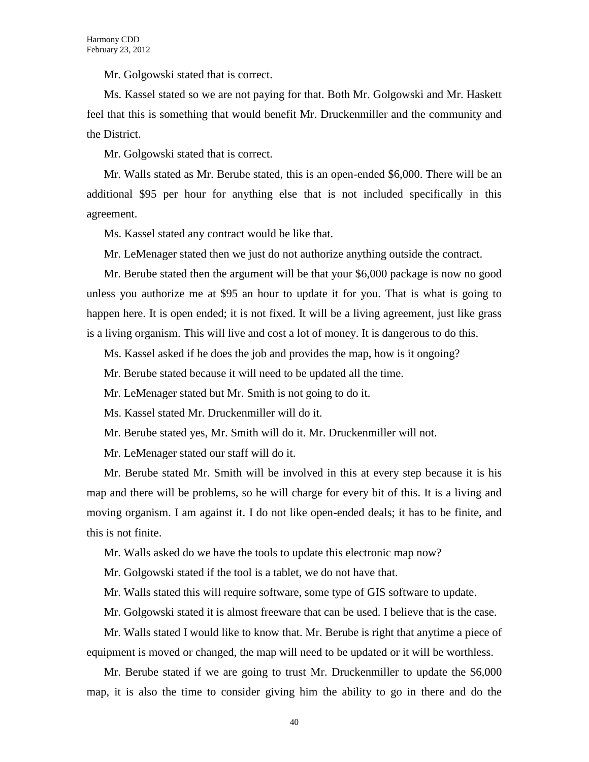Mr. Golgowski stated that is correct.

Ms. Kassel stated so we are not paying for that. Both Mr. Golgowski and Mr. Haskett feel that this is something that would benefit Mr. Druckenmiller and the community and the District.

Mr. Golgowski stated that is correct.

Mr. Walls stated as Mr. Berube stated, this is an open-ended $6,000. There will be an additional $95 per hour for anything else that is not included specifically in this agreement.

Ms. Kassel stated any contract would be like that.

Mr. LeMenager stated then we just do not authorize anything outside the contract.

Mr. Berube stated then the argument will be that your $6,000 package is now no good unless you authorize me at $95 an hour to update it for you. That is what is going to happen here. It is open ended; it is not fixed. It will be a living agreement, just like grass is a living organism. This will live and cost a lot of money. It is dangerous to do this.

Ms. Kassel asked if he does the job and provides the map, how is it ongoing?

Mr. Berube stated because it will need to be updated all the time.

Mr. LeMenager stated but Mr. Smith is not going to do it.

Ms. Kassel stated Mr. Druckenmiller will do it.

Mr. Berube stated yes, Mr. Smith will do it. Mr. Druckenmiller will not.

Mr. LeMenager stated our staff will do it.

Mr. Berube stated Mr. Smith will be involved in this at every step because it is his map and there will be problems, so he will charge for every bit of this. It is a living and moving organism. I am against it. I do not like open-ended deals; it has to be finite, and this is not finite.

Mr. Walls asked do we have the tools to update this electronic map now?

Mr. Golgowski stated if the tool is a tablet, we do not have that.

Mr. Walls stated this will require software, some type of GIS software to update.

Mr. Golgowski stated it is almost freeware that can be used. I believe that is the case.

Mr. Walls stated I would like to know that. Mr. Berube is right that anytime a piece of equipment is moved or changed, the map will need to be updated or it will be worthless.

Mr. Berube stated if we are going to trust Mr. Druckenmiller to update the $6,000 map, it is also the time to consider giving him the ability to go in there and do the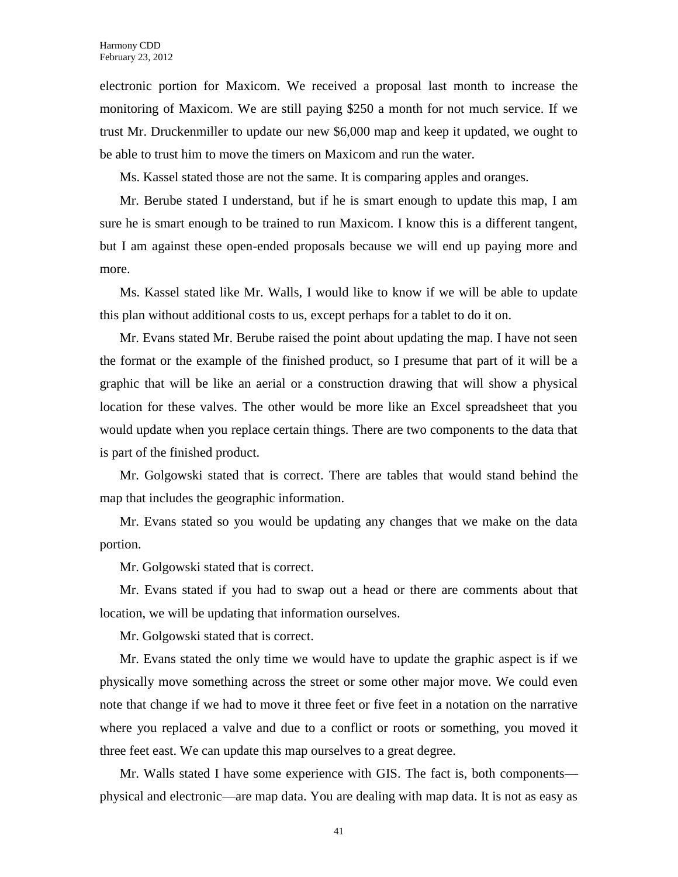electronic portion for Maxicom. We received a proposal last month to increase the monitoring of Maxicom. We are still paying $250 a month for not much service. If we trust Mr. Druckenmiller to update our new $6,000 map and keep it updated, we ought to be able to trust him to move the timers on Maxicom and run the water.

Ms. Kassel stated those are not the same. It is comparing apples and oranges.

Mr. Berube stated I understand, but if he is smart enough to update this map, I am sure he is smart enough to be trained to run Maxicom. I know this is a different tangent, but I am against these open-ended proposals because we will end up paying more and more.

Ms. Kassel stated like Mr. Walls, I would like to know if we will be able to update this plan without additional costs to us, except perhaps for a tablet to do it on.

Mr. Evans stated Mr. Berube raised the point about updating the map. I have not seen the format or the example of the finished product, so I presume that part of it will be a graphic that will be like an aerial or a construction drawing that will show a physical location for these valves. The other would be more like an Excel spreadsheet that you would update when you replace certain things. There are two components to the data that is part of the finished product.

Mr. Golgowski stated that is correct. There are tables that would stand behind the map that includes the geographic information.

Mr. Evans stated so you would be updating any changes that we make on the data portion.

Mr. Golgowski stated that is correct.

Mr. Evans stated if you had to swap out a head or there are comments about that location, we will be updating that information ourselves.

Mr. Golgowski stated that is correct.

Mr. Evans stated the only time we would have to update the graphic aspect is if we physically move something across the street or some other major move. We could even note that change if we had to move it three feet or five feet in a notation on the narrative where you replaced a valve and due to a conflict or roots or something, you moved it three feet east. We can update this map ourselves to a great degree.

Mr. Walls stated I have some experience with GIS. The fact is, both components—physical and electronic—are map data. You are dealing with map data. It is not as easy as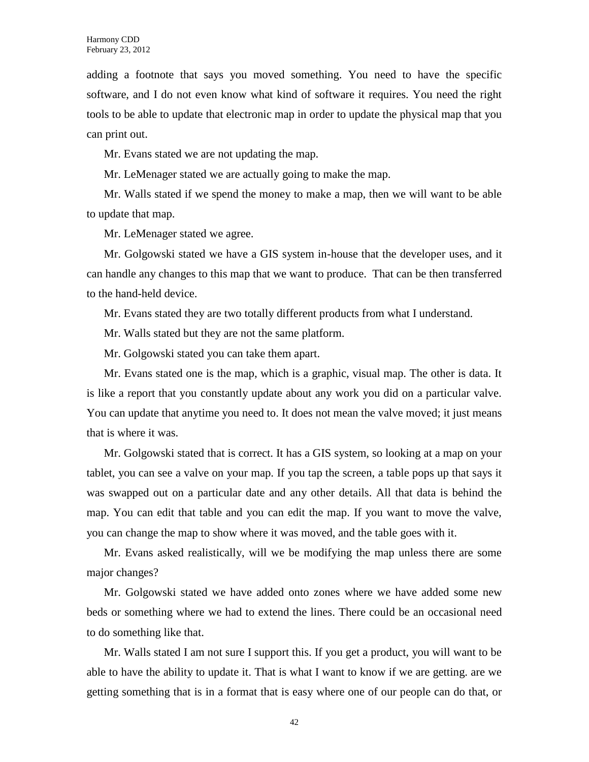adding a footnote that says you moved something. You need to have the specific software, and I do not even know what kind of software it requires. You need the right tools to be able to update that electronic map in order to update the physical map that you can print out.

Mr. Evans stated we are not updating the map.

Mr. LeMenager stated we are actually going to make the map.

Mr. Walls stated if we spend the money to make a map, then we will want to be able to update that map.

Mr. LeMenager stated we agree.

Mr. Golgowski stated we have a GIS system in-house that the developer uses, and it can handle any changes to this map that we want to produce. That can be then transferred to the hand-held device.

Mr. Evans stated they are two totally different products from what I understand.

Mr. Walls stated but they are not the same platform.

Mr. Golgowski stated you can take them apart.

Mr. Evans stated one is the map, which is a graphic, visual map. The other is data. It is like a report that you constantly update about any work you did on a particular valve. You can update that anytime you need to. It does not mean the valve moved; it just means that is where it was.

Mr. Golgowski stated that is correct. It has a GIS system, so looking at a map on your tablet, you can see a valve on your map. If you tap the screen, a table pops up that says it was swapped out on a particular date and any other details. All that data is behind the map. You can edit that table and you can edit the map. If you want to move the valve, you can change the map to show where it was moved, and the table goes with it.

Mr. Evans asked realistically, will we be modifying the map unless there are some major changes?

Mr. Golgowski stated we have added onto zones where we have added some new beds or something where we had to extend the lines. There could be an occasional need to do something like that.

Mr. Walls stated I am not sure I support this. If you get a product, you will want to be able to have the ability to update it. That is what I want to know if we are getting. are we getting something that is in a format that is easy where one of our people can do that, or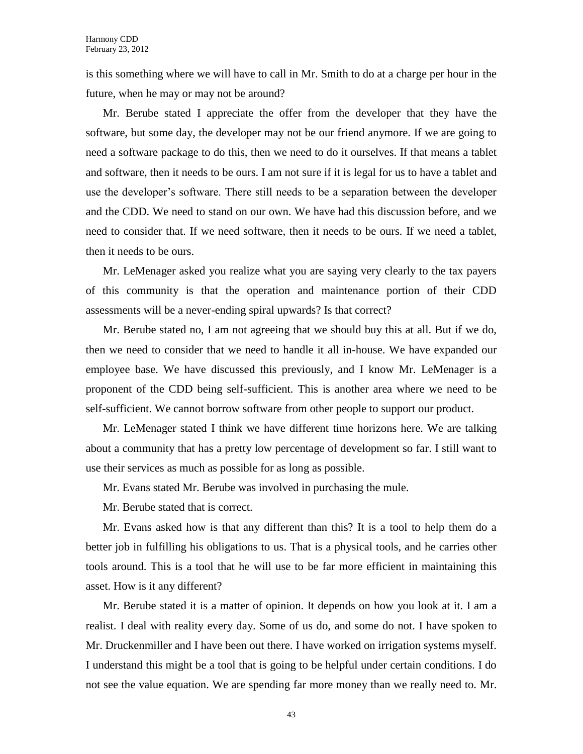is this something where we will have to call in Mr. Smith to do at a charge per hour in the future, when he may or may not be around?

Mr. Berube stated I appreciate the offer from the developer that they have the software, but some day, the developer may not be our friend anymore. If we are going to need a software package to do this, then we need to do it ourselves. If that means a tablet and software, then it needs to be ours. I am not sure if it is legal for us to have a tablet and use the developer's software. There still needs to be a separation between the developer and the CDD. We need to stand on our own. We have had this discussion before, and we need to consider that. If we need software, then it needs to be ours. If we need a tablet, then it needs to be ours.

Mr. LeMenager asked you realize what you are saying very clearly to the tax payers of this community is that the operation and maintenance portion of their CDD assessments will be a never-ending spiral upwards? Is that correct?

Mr. Berube stated no, I am not agreeing that we should buy this at all. But if we do, then we need to consider that we need to handle it all in-house. We have expanded our employee base. We have discussed this previously, and I know Mr. LeMenager is a proponent of the CDD being self-sufficient. This is another area where we need to be self-sufficient. We cannot borrow software from other people to support our product.

Mr. LeMenager stated I think we have different time horizons here. We are talking about a community that has a pretty low percentage of development so far. I still want to use their services as much as possible for as long as possible.

Mr. Evans stated Mr. Berube was involved in purchasing the mule.

Mr. Berube stated that is correct.

Mr. Evans asked how is that any different than this? It is a tool to help them do a better job in fulfilling his obligations to us. That is a physical tools, and he carries other tools around. This is a tool that he will use to be far more efficient in maintaining this asset. How is it any different?

Mr. Berube stated it is a matter of opinion. It depends on how you look at it. I am a realist. I deal with reality every day. Some of us do, and some do not. I have spoken to Mr. Druckenmiller and I have been out there. I have worked on irrigation systems myself. I understand this might be a tool that is going to be helpful under certain conditions. I do not see the value equation. We are spending far more money than we really need to. Mr.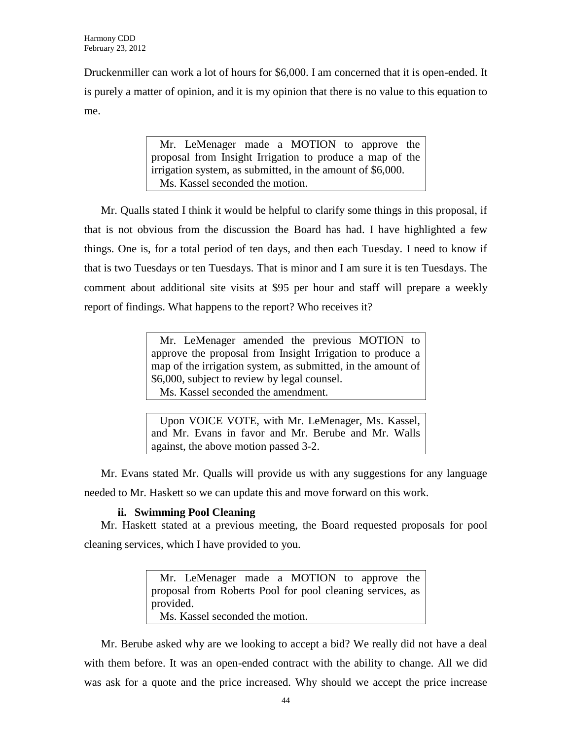Druckenmiller can work a lot of hours for $6,000. I am concerned that it is open-ended. It is purely a matter of opinion, and it is my opinion that there is no value to this equation to me.

> Mr. LeMenager made a MOTION to approve the proposal from Insight Irrigation to produce a map of the irrigation system, as submitted, in the amount of $6,000.
> Ms. Kassel seconded the motion.

Mr. Qualls stated I think it would be helpful to clarify some things in this proposal, if that is not obvious from the discussion the Board has had. I have highlighted a few things. One is, for a total period of ten days, and then each Tuesday. I need to know if that is two Tuesdays or ten Tuesdays. That is minor and I am sure it is ten Tuesdays. The comment about additional site visits at $95 per hour and staff will prepare a weekly report of findings. What happens to the report? Who receives it?

> Mr. LeMenager amended the previous MOTION to approve the proposal from Insight Irrigation to produce a map of the irrigation system, as submitted, in the amount of $6,000, subject to review by legal counsel.
> Ms. Kassel seconded the amendment.

> Upon VOICE VOTE, with Mr. LeMenager, Ms. Kassel, and Mr. Evans in favor and Mr. Berube and Mr. Walls against, the above motion passed 3-2.

Mr. Evans stated Mr. Qualls will provide us with any suggestions for any language needed to Mr. Haskett so we can update this and move forward on this work.

**ii. Swimming Pool Cleaning**

Mr. Haskett stated at a previous meeting, the Board requested proposals for pool cleaning services, which I have provided to you.

> Mr. LeMenager made a MOTION to approve the proposal from Roberts Pool for pool cleaning services, as provided.
> Ms. Kassel seconded the motion.

Mr. Berube asked why are we looking to accept a bid? We really did not have a deal with them before. It was an open-ended contract with the ability to change. All we did was ask for a quote and the price increased. Why should we accept the price increase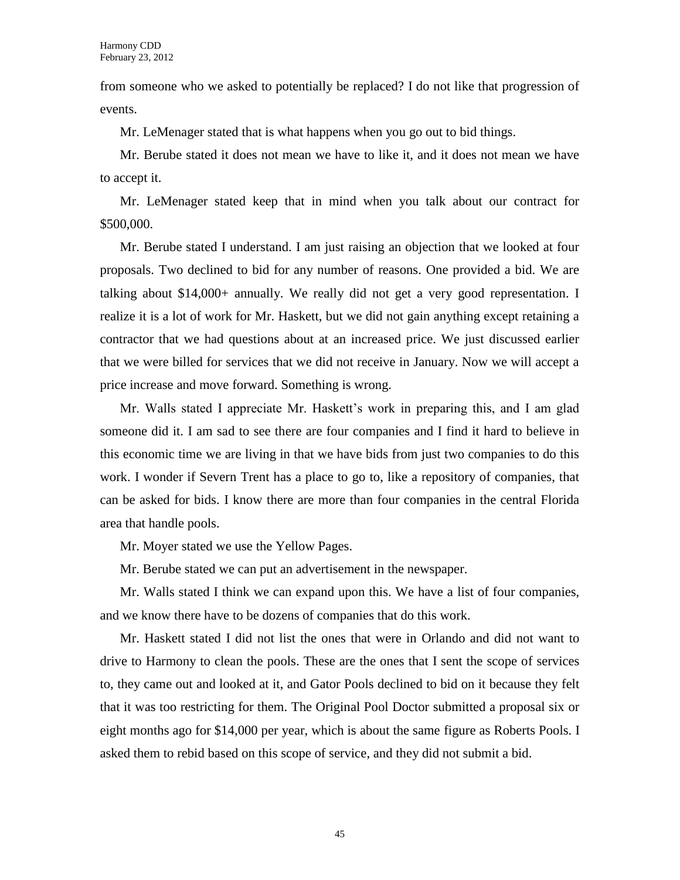from someone who we asked to potentially be replaced? I do not like that progression of events.

Mr. LeMenager stated that is what happens when you go out to bid things.

Mr. Berube stated it does not mean we have to like it, and it does not mean we have to accept it.

Mr. LeMenager stated keep that in mind when you talk about our contract for $500,000.

Mr. Berube stated I understand. I am just raising an objection that we looked at four proposals. Two declined to bid for any number of reasons. One provided a bid. We are talking about $14,000+ annually. We really did not get a very good representation. I realize it is a lot of work for Mr. Haskett, but we did not gain anything except retaining a contractor that we had questions about at an increased price. We just discussed earlier that we were billed for services that we did not receive in January. Now we will accept a price increase and move forward. Something is wrong.

Mr. Walls stated I appreciate Mr. Haskett's work in preparing this, and I am glad someone did it. I am sad to see there are four companies and I find it hard to believe in this economic time we are living in that we have bids from just two companies to do this work. I wonder if Severn Trent has a place to go to, like a repository of companies, that can be asked for bids. I know there are more than four companies in the central Florida area that handle pools.

Mr. Moyer stated we use the Yellow Pages.

Mr. Berube stated we can put an advertisement in the newspaper.

Mr. Walls stated I think we can expand upon this. We have a list of four companies, and we know there have to be dozens of companies that do this work.

Mr. Haskett stated I did not list the ones that were in Orlando and did not want to drive to Harmony to clean the pools. These are the ones that I sent the scope of services to, they came out and looked at it, and Gator Pools declined to bid on it because they felt that it was too restricting for them. The Original Pool Doctor submitted a proposal six or eight months ago for $14,000 per year, which is about the same figure as Roberts Pools. I asked them to rebid based on this scope of service, and they did not submit a bid.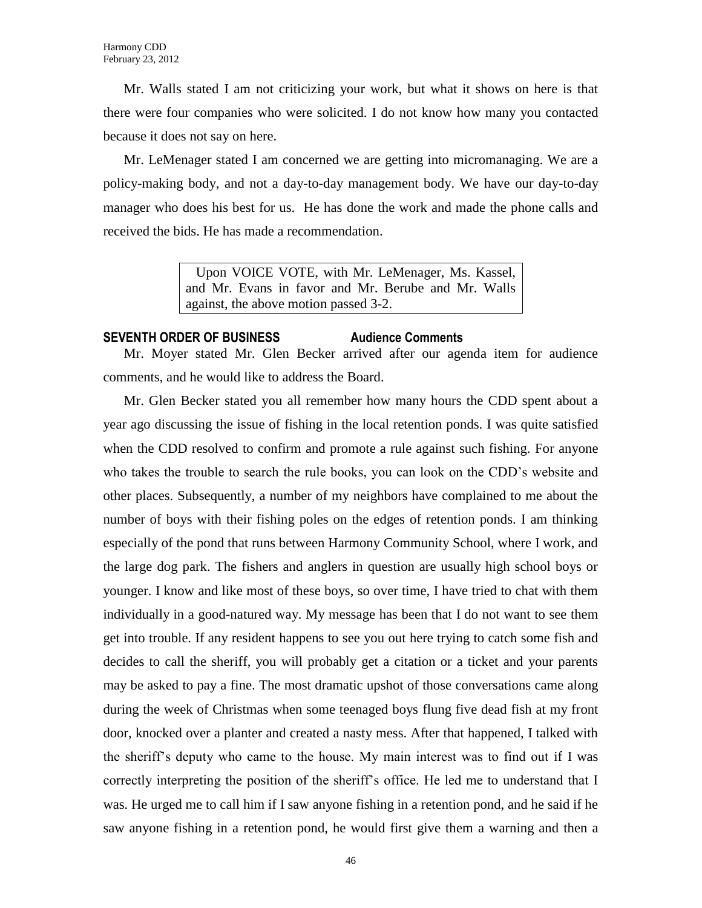Mr. Walls stated I am not criticizing your work, but what it shows on here is that there were four companies who were solicited. I do not know how many you contacted because it does not say on here.

Mr. LeMenager stated I am concerned we are getting into micromanaging. We are a policy-making body, and not a day-to-day management body. We have our day-to-day manager who does his best for us. He has done the work and made the phone calls and received the bids. He has made a recommendation.

> Upon VOICE VOTE, with Mr. LeMenager, Ms. Kassel, and Mr. Evans in favor and Mr. Berube and Mr. Walls against, the above motion passed 3-2.

**SEVENTH ORDER OF BUSINESS Audience Comments**

Mr. Moyer stated Mr. Glen Becker arrived after our agenda item for audience comments, and he would like to address the Board.

Mr. Glen Becker stated you all remember how many hours the CDD spent about a year ago discussing the issue of fishing in the local retention ponds. I was quite satisfied when the CDD resolved to confirm and promote a rule against such fishing. For anyone who takes the trouble to search the rule books, you can look on the CDD's website and other places. Subsequently, a number of my neighbors have complained to me about the number of boys with their fishing poles on the edges of retention ponds. I am thinking especially of the pond that runs between Harmony Community School, where I work, and the large dog park. The fishers and anglers in question are usually high school boys or younger. I know and like most of these boys, so over time, I have tried to chat with them individually in a good-natured way. My message has been that I do not want to see them get into trouble. If any resident happens to see you out here trying to catch some fish and decides to call the sheriff, you will probably get a citation or a ticket and your parents may be asked to pay a fine. The most dramatic upshot of those conversations came along during the week of Christmas when some teenaged boys flung five dead fish at my front door, knocked over a planter and created a nasty mess. After that happened, I talked with the sheriff's deputy who came to the house. My main interest was to find out if I was correctly interpreting the position of the sheriff's office. He led me to understand that I was. He urged me to call him if I saw anyone fishing in a retention pond, and he said if he saw anyone fishing in a retention pond, he would first give them a warning and then a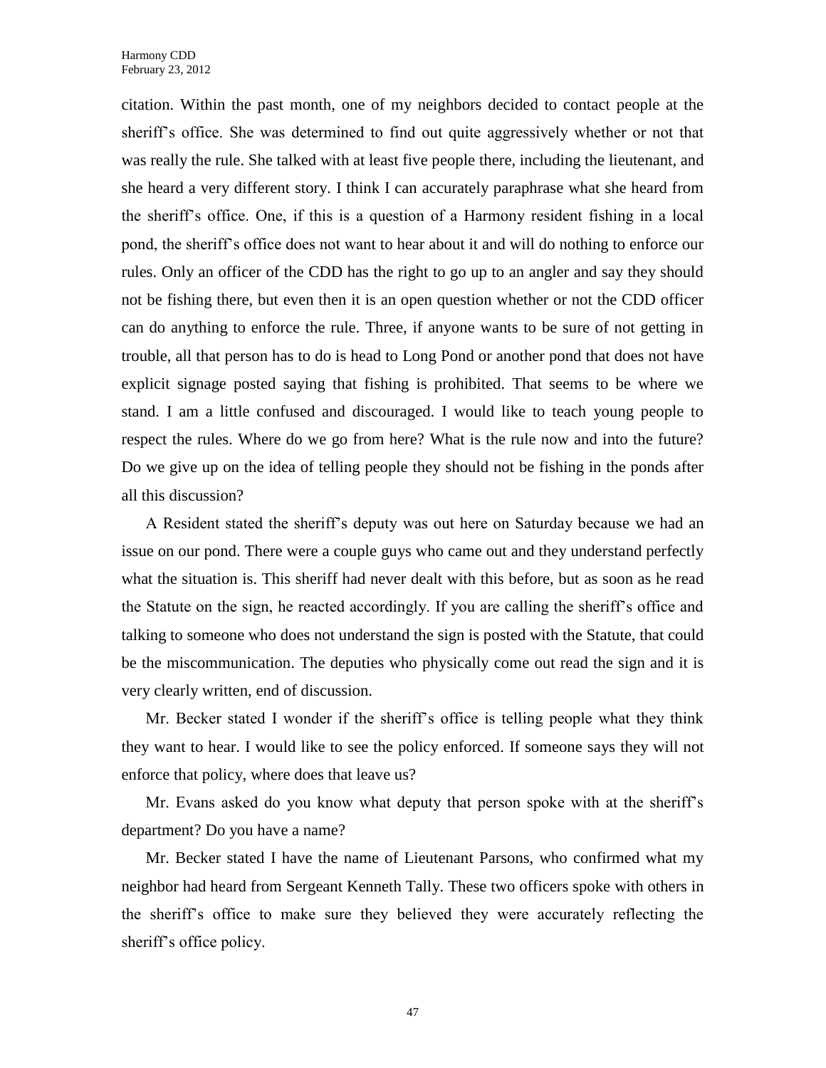citation. Within the past month, one of my neighbors decided to contact people at the sheriff's office. She was determined to find out quite aggressively whether or not that was really the rule. She talked with at least five people there, including the lieutenant, and she heard a very different story. I think I can accurately paraphrase what she heard from the sheriff's office. One, if this is a question of a Harmony resident fishing in a local pond, the sheriff's office does not want to hear about it and will do nothing to enforce our rules. Only an officer of the CDD has the right to go up to an angler and say they should not be fishing there, but even then it is an open question whether or not the CDD officer can do anything to enforce the rule. Three, if anyone wants to be sure of not getting in trouble, all that person has to do is head to Long Pond or another pond that does not have explicit signage posted saying that fishing is prohibited. That seems to be where we stand. I am a little confused and discouraged. I would like to teach young people to respect the rules. Where do we go from here? What is the rule now and into the future? Do we give up on the idea of telling people they should not be fishing in the ponds after all this discussion?

A Resident stated the sheriff's deputy was out here on Saturday because we had an issue on our pond. There were a couple guys who came out and they understand perfectly what the situation is. This sheriff had never dealt with this before, but as soon as he read the Statute on the sign, he reacted accordingly. If you are calling the sheriff's office and talking to someone who does not understand the sign is posted with the Statute, that could be the miscommunication. The deputies who physically come out read the sign and it is very clearly written, end of discussion.

Mr. Becker stated I wonder if the sheriff's office is telling people what they think they want to hear. I would like to see the policy enforced. If someone says they will not enforce that policy, where does that leave us?

Mr. Evans asked do you know what deputy that person spoke with at the sheriff's department? Do you have a name?

Mr. Becker stated I have the name of Lieutenant Parsons, who confirmed what my neighbor had heard from Sergeant Kenneth Tally. These two officers spoke with others in the sheriff's office to make sure they believed they were accurately reflecting the sheriff's office policy.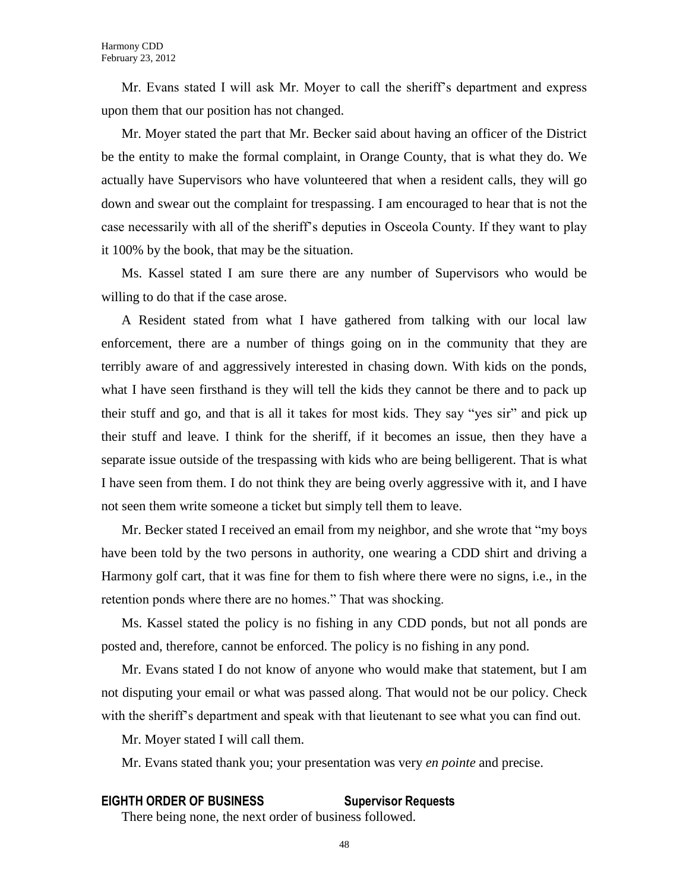Mr. Evans stated I will ask Mr. Moyer to call the sheriff's department and express upon them that our position has not changed.

Mr. Moyer stated the part that Mr. Becker said about having an officer of the District be the entity to make the formal complaint, in Orange County, that is what they do. We actually have Supervisors who have volunteered that when a resident calls, they will go down and swear out the complaint for trespassing. I am encouraged to hear that is not the case necessarily with all of the sheriff's deputies in Osceola County. If they want to play it 100% by the book, that may be the situation.

Ms. Kassel stated I am sure there are any number of Supervisors who would be willing to do that if the case arose.

A Resident stated from what I have gathered from talking with our local law enforcement, there are a number of things going on in the community that they are terribly aware of and aggressively interested in chasing down. With kids on the ponds, what I have seen firsthand is they will tell the kids they cannot be there and to pack up their stuff and go, and that is all it takes for most kids. They say "yes sir" and pick up their stuff and leave. I think for the sheriff, if it becomes an issue, then they have a separate issue outside of the trespassing with kids who are being belligerent. That is what I have seen from them. I do not think they are being overly aggressive with it, and I have not seen them write someone a ticket but simply tell them to leave.

Mr. Becker stated I received an email from my neighbor, and she wrote that "my boys have been told by the two persons in authority, one wearing a CDD shirt and driving a Harmony golf cart, that it was fine for them to fish where there were no signs, i.e., in the retention ponds where there are no homes." That was shocking.

Ms. Kassel stated the policy is no fishing in any CDD ponds, but not all ponds are posted and, therefore, cannot be enforced. The policy is no fishing in any pond.

Mr. Evans stated I do not know of anyone who would make that statement, but I am not disputing your email or what was passed along. That would not be our policy. Check with the sheriff's department and speak with that lieutenant to see what you can find out.

Mr. Moyer stated I will call them.

Mr. Evans stated thank you; your presentation was very *en pointe* and precise.

**EIGHTH ORDER OF BUSINESS Supervisor Requests**

There being none, the next order of business followed.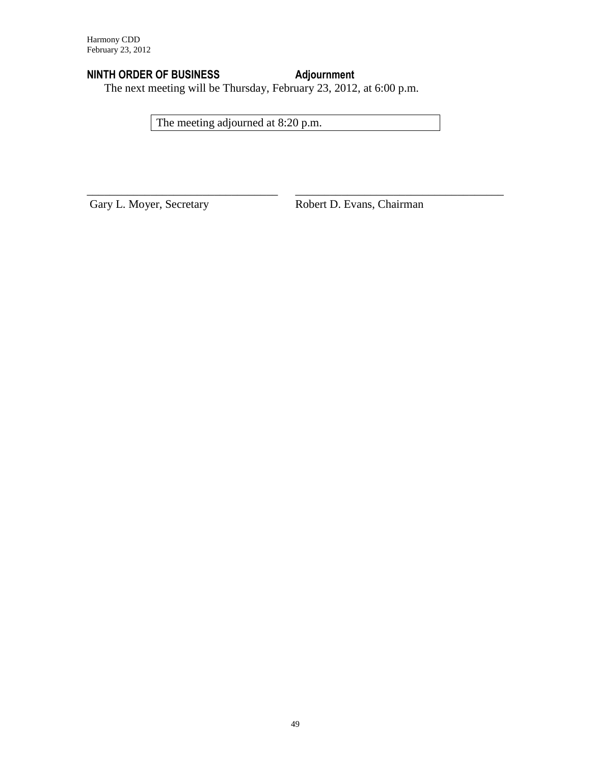**NINTH ORDER OF BUSINESS** **Adjournment**

The next meeting will be Thursday, February 23, 2012, at 6:00 p.m.

The meeting adjourned at 8:20 p.m.

\_\_\_\_\_\_\_\_\_\_\_\_\_\_\_\_\_\_\_\_\_\_\_\_\_\_\_\_\_\_\_\_\_\_\_ \_\_\_\_\_\_\_\_\_\_\_\_\_\_\_\_\_\_\_\_\_\_\_\_\_\_\_\_\_\_\_\_\_\_\_\_\_\_

Gary L. Moyer, Secretary Robert D. Evans, Chairman